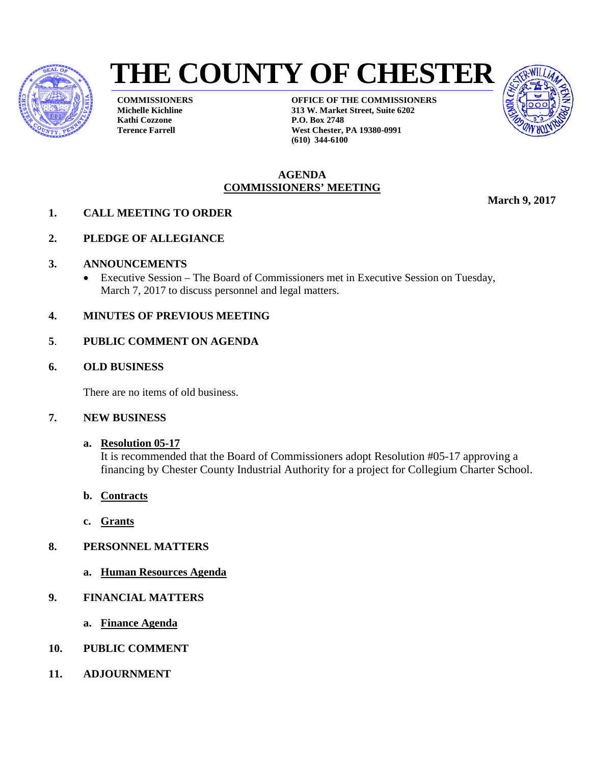# THE COUNTY OF CHESTER

**COMMISSIONERS**
**Michelle Kichline**
**Kathi Cozzone**
**Terence Farrell**

**OFFICE OF THE COMMISSIONERS**
**313 W. Market Street, Suite 6202**
**P.O. Box 2748**
**West Chester, PA 19380-0991**
**(610) 344-6100**

## AGENDA
## COMMISSIONERS' MEETING

**March 9, 2017**

**1. CALL MEETING TO ORDER**

**2. PLEDGE OF ALLEGIANCE**

**3. ANNOUNCEMENTS**

- Executive Session – The Board of Commissioners met in Executive Session on Tuesday, March 7, 2017 to discuss personnel and legal matters.

**4. MINUTES OF PREVIOUS MEETING**

**5. PUBLIC COMMENT ON AGENDA**

**6. OLD BUSINESS**

There are no items of old business.

**7. NEW BUSINESS**

**a. Resolution 05-17**
It is recommended that the Board of Commissioners adopt Resolution #05-17 approving a financing by Chester County Industrial Authority for a project for Collegium Charter School.

**b. Contracts**

**c. Grants**

**8. PERSONNEL MATTERS**

**a. Human Resources Agenda**

**9. FINANCIAL MATTERS**

**a. Finance Agenda**

**10. PUBLIC COMMENT**

**11. ADJOURNMENT**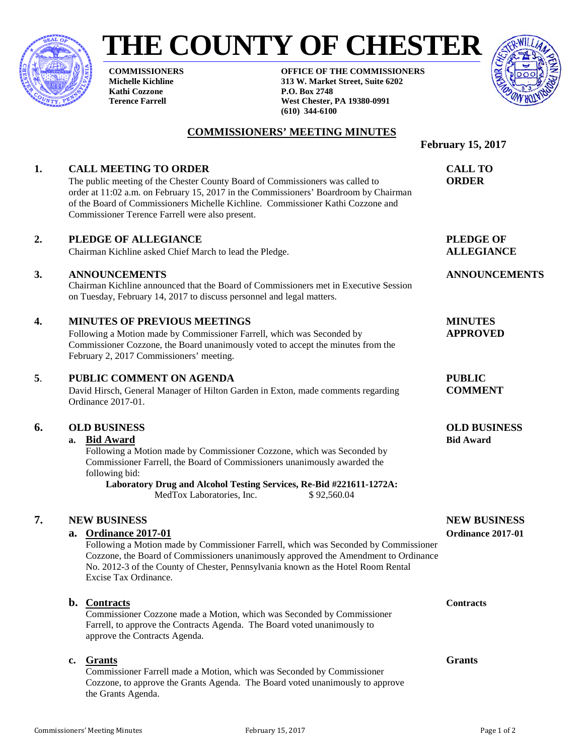# THE COUNTY OF CHESTER

**COMMISSIONERS**
**Michelle Kichline**
**Kathi Cozzone**
**Terence Farrell**

**OFFICE OF THE COMMISSIONERS**
**313 W. Market Street, Suite 6202**
**P.O. Box 2748**
**West Chester, PA 19380-0991**
**(610) 344-6100**

## COMMISSIONERS' MEETING MINUTES

**February 15, 2017**

### 1. CALL MEETING TO ORDER

**CALL TO ORDER**

The public meeting of the Chester County Board of Commissioners was called to order at 11:02 a.m. on February 15, 2017 in the Commissioners' Boardroom by Chairman of the Board of Commissioners Michelle Kichline. Commissioner Kathi Cozzone and Commissioner Terence Farrell were also present.

### 2. PLEDGE OF ALLEGIANCE

**PLEDGE OF ALLEGIANCE**

Chairman Kichline asked Chief March to lead the Pledge.

### 3. ANNOUNCEMENTS

**ANNOUNCEMENTS**

Chairman Kichline announced that the Board of Commissioners met in Executive Session on Tuesday, February 14, 2017 to discuss personnel and legal matters.

### 4. MINUTES OF PREVIOUS MEETINGS

**MINUTES APPROVED**

Following a Motion made by Commissioner Farrell, which was Seconded by Commissioner Cozzone, the Board unanimously voted to accept the minutes from the February 2, 2017 Commissioners' meeting.

### 5. PUBLIC COMMENT ON AGENDA

**PUBLIC COMMENT**

David Hirsch, General Manager of Hilton Garden in Exton, made comments regarding Ordinance 2017-01.

### 6. OLD BUSINESS

**OLD BUSINESS**

**a. Bid Award**

**Bid Award**

Following a Motion made by Commissioner Cozzone, which was Seconded by Commissioner Farrell, the Board of Commissioners unanimously awarded the following bid:

**Laboratory Drug and Alcohol Testing Services, Re-Bid #221611-1272A:**
MedTox Laboratories, Inc. $ 92,560.04

### 7. NEW BUSINESS

**NEW BUSINESS**

**a. Ordinance 2017-01**

**Ordinance 2017-01**

Following a Motion made by Commissioner Farrell, which was Seconded by Commissioner Cozzone, the Board of Commissioners unanimously approved the Amendment to Ordinance No. 2012-3 of the County of Chester, Pennsylvania known as the Hotel Room Rental Excise Tax Ordinance.

**b. Contracts**

**Contracts**

Commissioner Cozzone made a Motion, which was Seconded by Commissioner Farrell, to approve the Contracts Agenda. The Board voted unanimously to approve the Contracts Agenda.

**c. Grants**

**Grants**

Commissioner Farrell made a Motion, which was Seconded by Commissioner Cozzone, to approve the Grants Agenda. The Board voted unanimously to approve the Grants Agenda.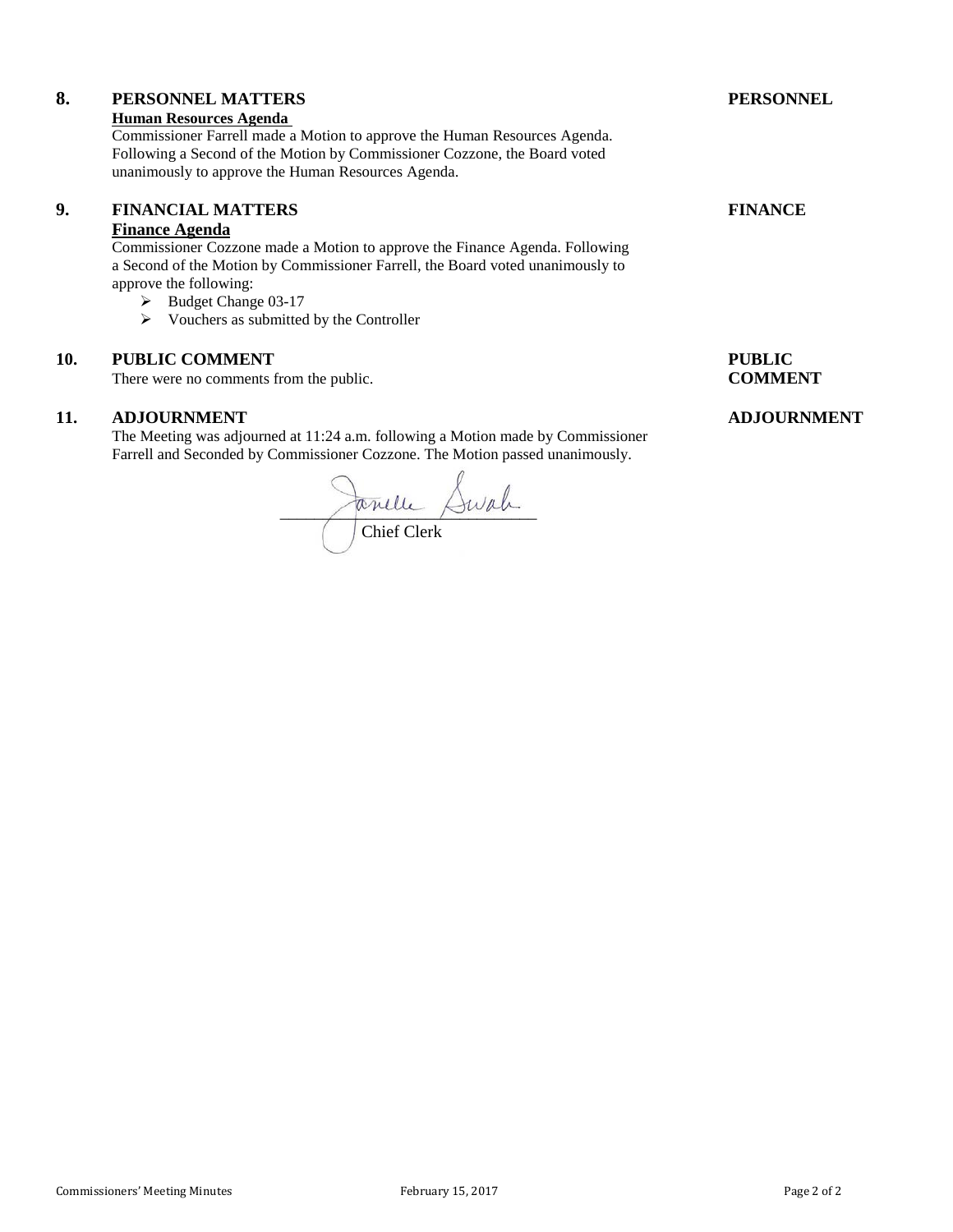## 8. PERSONNEL MATTERS — PERSONNEL

**Human Resources Agenda**

Commissioner Farrell made a Motion to approve the Human Resources Agenda. Following a Second of the Motion by Commissioner Cozzone, the Board voted unanimously to approve the Human Resources Agenda.

## 9. FINANCIAL MATTERS — FINANCE

**Finance Agenda**

Commissioner Cozzone made a Motion to approve the Finance Agenda. Following a Second of the Motion by Commissioner Farrell, the Board voted unanimously to approve the following:

- Budget Change 03-17
- Vouchers as submitted by the Controller

## 10. PUBLIC COMMENT — PUBLIC COMMENT

There were no comments from the public.

## 11. ADJOURNMENT — ADJOURNMENT

The Meeting was adjourned at 11:24 a.m. following a Motion made by Commissioner Farrell and Seconded by Commissioner Cozzone. The Motion passed unanimously.

Janelle Swab

Chief Clerk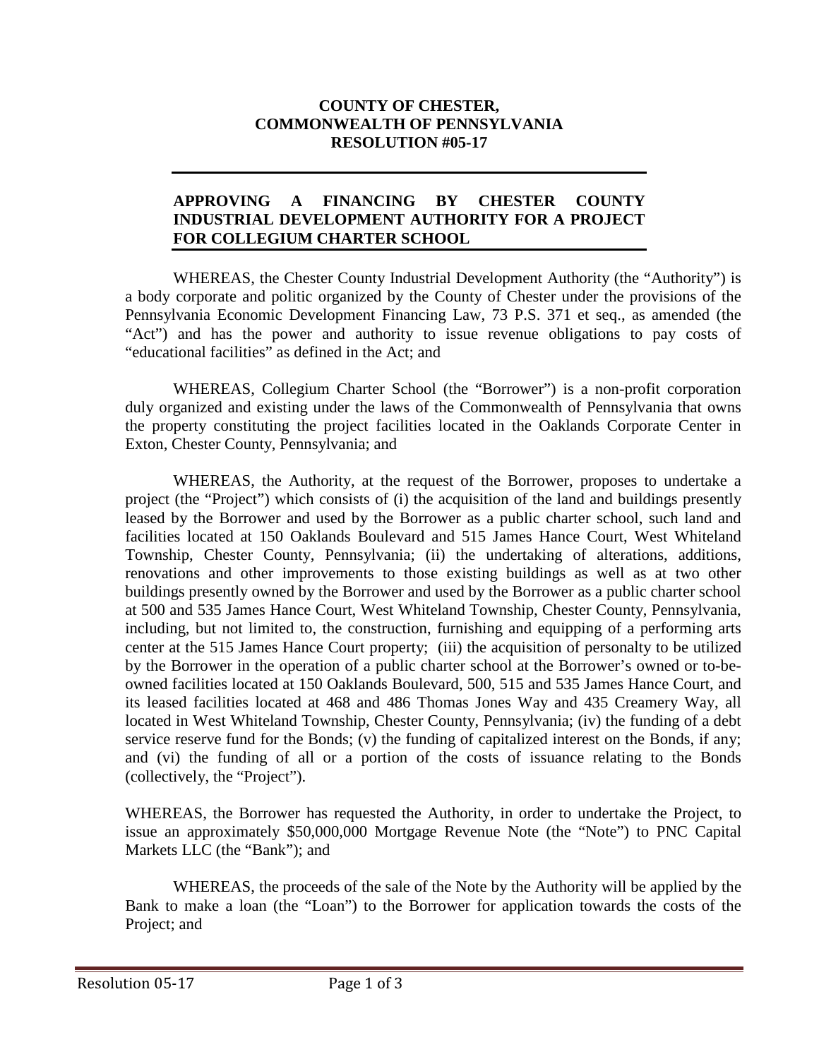**COUNTY OF CHESTER,**
**COMMONWEALTH OF PENNSYLVANIA**
**RESOLUTION #05-17**

---

**APPROVING A FINANCING BY CHESTER COUNTY INDUSTRIAL DEVELOPMENT AUTHORITY FOR A PROJECT FOR COLLEGIUM CHARTER SCHOOL**

---

WHEREAS, the Chester County Industrial Development Authority (the "Authority") is a body corporate and politic organized by the County of Chester under the provisions of the Pennsylvania Economic Development Financing Law, 73 P.S. 371 et seq., as amended (the "Act") and has the power and authority to issue revenue obligations to pay costs of "educational facilities" as defined in the Act; and

WHEREAS, Collegium Charter School (the "Borrower") is a non-profit corporation duly organized and existing under the laws of the Commonwealth of Pennsylvania that owns the property constituting the project facilities located in the Oaklands Corporate Center in Exton, Chester County, Pennsylvania; and

WHEREAS, the Authority, at the request of the Borrower, proposes to undertake a project (the "Project") which consists of (i) the acquisition of the land and buildings presently leased by the Borrower and used by the Borrower as a public charter school, such land and facilities located at 150 Oaklands Boulevard and 515 James Hance Court, West Whiteland Township, Chester County, Pennsylvania; (ii) the undertaking of alterations, additions, renovations and other improvements to those existing buildings as well as at two other buildings presently owned by the Borrower and used by the Borrower as a public charter school at 500 and 535 James Hance Court, West Whiteland Township, Chester County, Pennsylvania, including, but not limited to, the construction, furnishing and equipping of a performing arts center at the 515 James Hance Court property; (iii) the acquisition of personalty to be utilized by the Borrower in the operation of a public charter school at the Borrower's owned or to-be-owned facilities located at 150 Oaklands Boulevard, 500, 515 and 535 James Hance Court, and its leased facilities located at 468 and 486 Thomas Jones Way and 435 Creamery Way, all located in West Whiteland Township, Chester County, Pennsylvania; (iv) the funding of a debt service reserve fund for the Bonds; (v) the funding of capitalized interest on the Bonds, if any; and (vi) the funding of all or a portion of the costs of issuance relating to the Bonds (collectively, the "Project").

WHEREAS, the Borrower has requested the Authority, in order to undertake the Project, to issue an approximately $50,000,000 Mortgage Revenue Note (the "Note") to PNC Capital Markets LLC (the "Bank"); and

WHEREAS, the proceeds of the sale of the Note by the Authority will be applied by the Bank to make a loan (the "Loan") to the Borrower for application towards the costs of the Project; and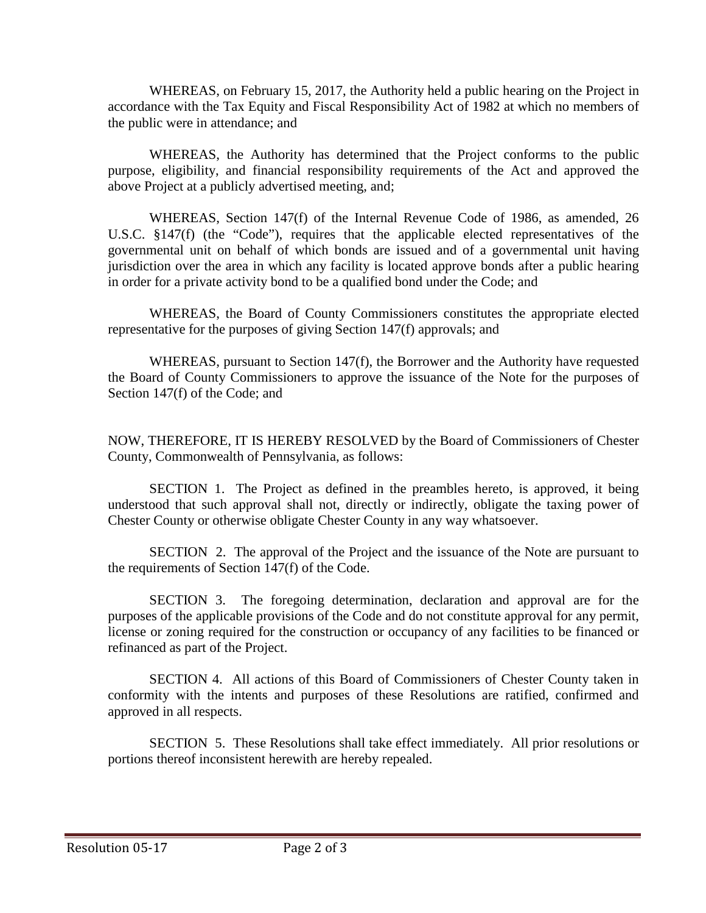WHEREAS, on February 15, 2017, the Authority held a public hearing on the Project in accordance with the Tax Equity and Fiscal Responsibility Act of 1982 at which no members of the public were in attendance; and

WHEREAS, the Authority has determined that the Project conforms to the public purpose, eligibility, and financial responsibility requirements of the Act and approved the above Project at a publicly advertised meeting, and;

WHEREAS, Section 147(f) of the Internal Revenue Code of 1986, as amended, 26 U.S.C. §147(f) (the "Code"), requires that the applicable elected representatives of the governmental unit on behalf of which bonds are issued and of a governmental unit having jurisdiction over the area in which any facility is located approve bonds after a public hearing in order for a private activity bond to be a qualified bond under the Code; and

WHEREAS, the Board of County Commissioners constitutes the appropriate elected representative for the purposes of giving Section 147(f) approvals; and

WHEREAS, pursuant to Section 147(f), the Borrower and the Authority have requested the Board of County Commissioners to approve the issuance of the Note for the purposes of Section 147(f) of the Code; and

NOW, THEREFORE, IT IS HEREBY RESOLVED by the Board of Commissioners of Chester County, Commonwealth of Pennsylvania, as follows:

SECTION 1. The Project as defined in the preambles hereto, is approved, it being understood that such approval shall not, directly or indirectly, obligate the taxing power of Chester County or otherwise obligate Chester County in any way whatsoever.

SECTION 2. The approval of the Project and the issuance of the Note are pursuant to the requirements of Section 147(f) of the Code.

SECTION 3. The foregoing determination, declaration and approval are for the purposes of the applicable provisions of the Code and do not constitute approval for any permit, license or zoning required for the construction or occupancy of any facilities to be financed or refinanced as part of the Project.

SECTION 4. All actions of this Board of Commissioners of Chester County taken in conformity with the intents and purposes of these Resolutions are ratified, confirmed and approved in all respects.

SECTION 5. These Resolutions shall take effect immediately. All prior resolutions or portions thereof inconsistent herewith are hereby repealed.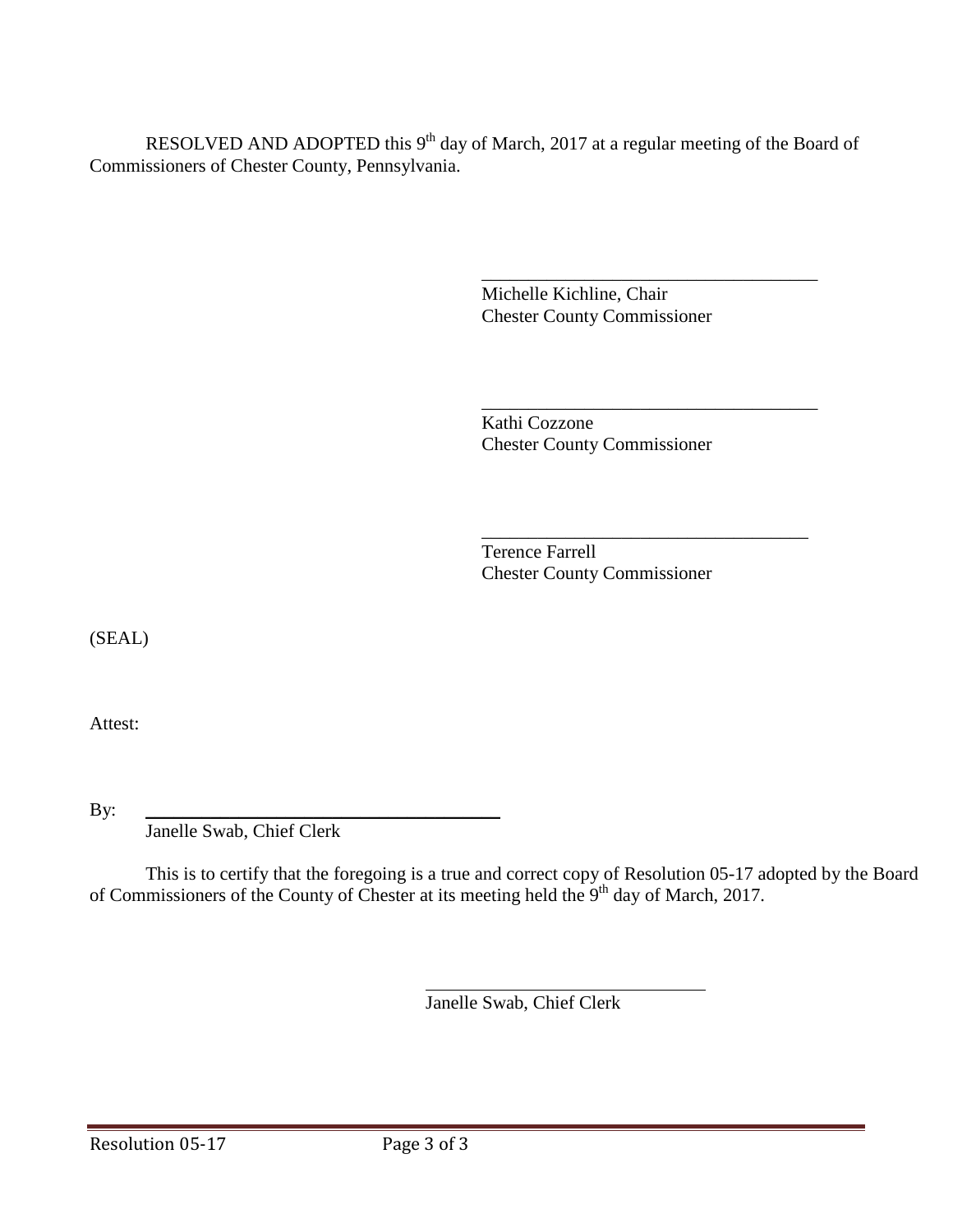RESOLVED AND ADOPTED this 9th day of March, 2017 at a regular meeting of the Board of Commissioners of Chester County, Pennsylvania.

\_\_\_\_\_\_\_\_\_\_\_\_\_\_\_\_\_\_\_\_\_\_\_\_\_\_\_\_\_\_\_\_\_\_\_\_\_
Michelle Kichline, Chair
Chester County Commissioner

\_\_\_\_\_\_\_\_\_\_\_\_\_\_\_\_\_\_\_\_\_\_\_\_\_\_\_\_\_\_\_\_\_\_\_\_\_
Kathi Cozzone
Chester County Commissioner

\_\_\_\_\_\_\_\_\_\_\_\_\_\_\_\_\_\_\_\_\_\_\_\_\_\_\_\_\_\_\_\_\_\_\_\_\_
Terence Farrell
Chester County Commissioner

(SEAL)

Attest:

By: \_\_\_\_\_\_\_\_\_\_\_\_\_\_\_\_\_\_\_\_\_\_\_\_\_\_\_\_\_\_\_\_\_\_\_\_\_
Janelle Swab, Chief Clerk

This is to certify that the foregoing is a true and correct copy of Resolution 05-17 adopted by the Board of Commissioners of the County of Chester at its meeting held the 9th day of March, 2017.

\_\_\_\_\_\_\_\_\_\_\_\_\_\_\_\_\_\_\_\_\_\_\_\_\_\_\_\_\_\_\_\_
Janelle Swab, Chief Clerk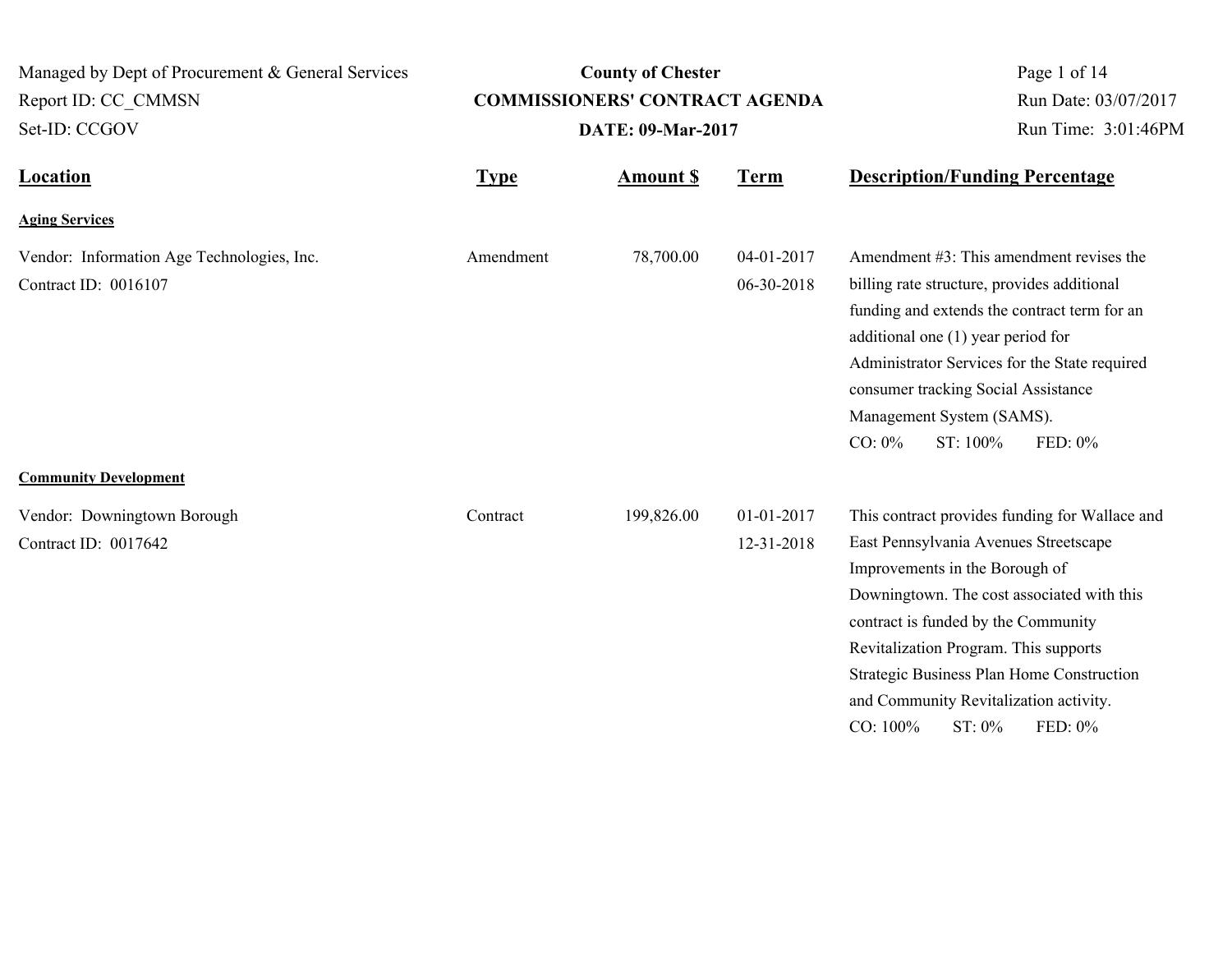Managed by Dept of Procurement & General Services
Report ID: CC_CMMSN
Set-ID: CCGOV

**County of Chester**
**COMMISSIONERS' CONTRACT AGENDA**
**DATE: 09-Mar-2017**

Run Date: 03/07/2017
Run Time: 3:01:46PM

| Location | Type | Amount $ | Term | Description/Funding Percentage |
|---|---|---|---|---|
| **Aging Services** | | | | |
| Vendor: Information Age Technologies, Inc.<br>Contract ID: 0016107 | Amendment | 78,700.00 | 04-01-2017<br>06-30-2018 | Amendment #3: This amendment revises the billing rate structure, provides additional funding and extends the contract term for an additional one (1) year period for Administrator Services for the State required consumer tracking Social Assistance Management System (SAMS).<br>CO: 0% ST: 100% FED: 0% |
| **Community Development** | | | | |
| Vendor: Downingtown Borough<br>Contract ID: 0017642 | Contract | 199,826.00 | 01-01-2017<br>12-31-2018 | This contract provides funding for Wallace and East Pennsylvania Avenues Streetscape Improvements in the Borough of Downingtown. The cost associated with this contract is funded by the Community Revitalization Program. This supports Strategic Business Plan Home Construction and Community Revitalization activity.<br>CO: 100% ST: 0% FED: 0% |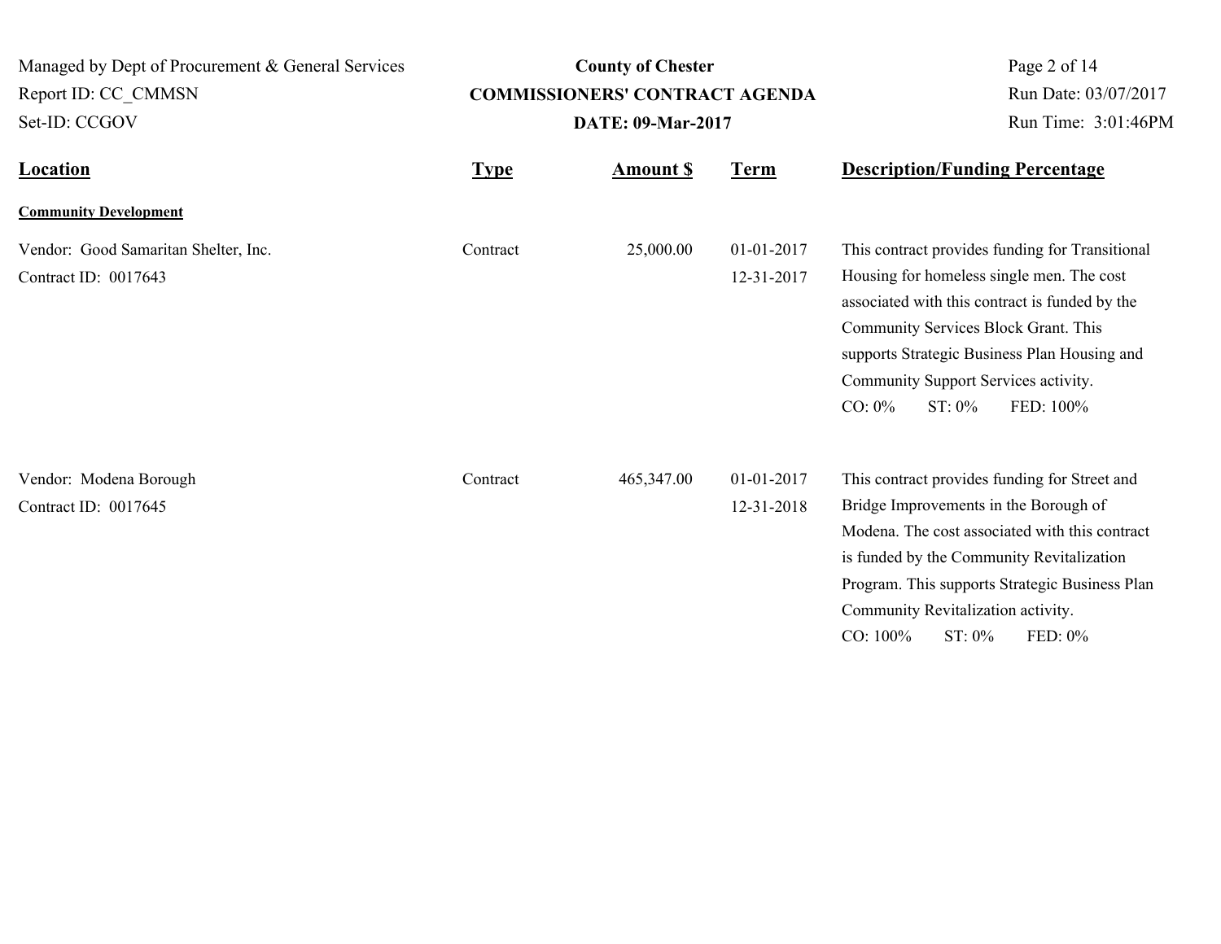| Location | Type | Amount $ | Term | Description/Funding Percentage |
|---|---|---|---|---|
| **Community Development** | | | | |
| Vendor: Good Samaritan Shelter, Inc.<br>Contract ID: 0017643 | Contract | 25,000.00 | 01-01-2017<br>12-31-2017 | This contract provides funding for Transitional Housing for homeless single men. The cost associated with this contract is funded by the Community Services Block Grant. This supports Strategic Business Plan Housing and Community Support Services activity.<br>CO: 0% ST: 0% FED: 100% |
| Vendor: Modena Borough<br>Contract ID: 0017645 | Contract | 465,347.00 | 01-01-2017<br>12-31-2018 | This contract provides funding for Street and Bridge Improvements in the Borough of Modena. The cost associated with this contract is funded by the Community Revitalization Program. This supports Strategic Business Plan Community Revitalization activity.<br>CO: 100% ST: 0% FED: 0% |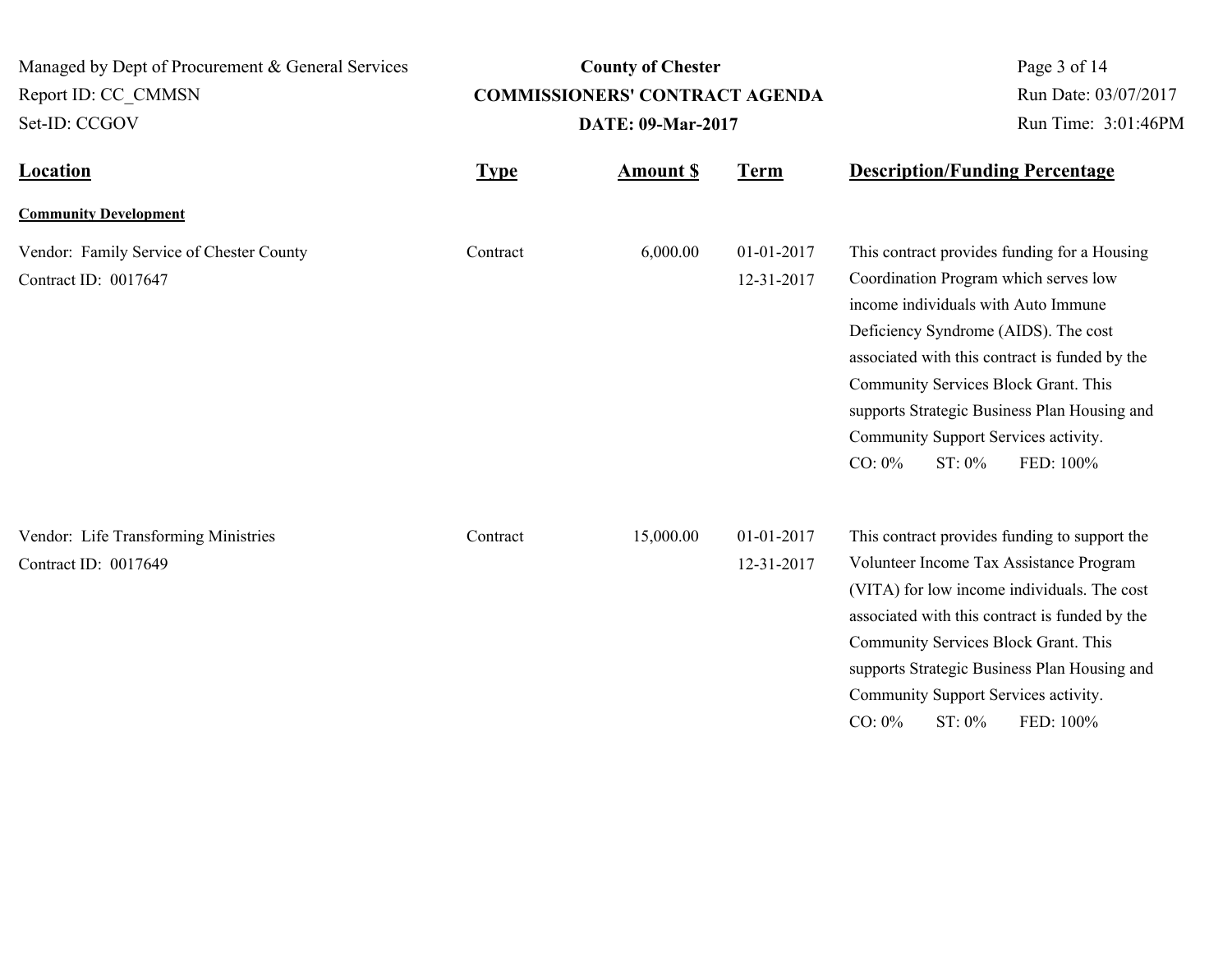| Location | Type | Amount $ | Term | Description/Funding Percentage |
|---|---|---|---|---|
| **Community Development** | | | | |
| Vendor: Family Service of Chester County<br>Contract ID: 0017647 | Contract | 6,000.00 | 01-01-2017<br>12-31-2017 | This contract provides funding for a Housing Coordination Program which serves low income individuals with Auto Immune Deficiency Syndrome (AIDS). The cost associated with this contract is funded by the Community Services Block Grant. This supports Strategic Business Plan Housing and Community Support Services activity.<br>CO: 0% ST: 0% FED: 100% |
| Vendor: Life Transforming Ministries<br>Contract ID: 0017649 | Contract | 15,000.00 | 01-01-2017<br>12-31-2017 | This contract provides funding to support the Volunteer Income Tax Assistance Program (VITA) for low income individuals. The cost associated with this contract is funded by the Community Services Block Grant. This supports Strategic Business Plan Housing and Community Support Services activity.<br>CO: 0% ST: 0% FED: 100% |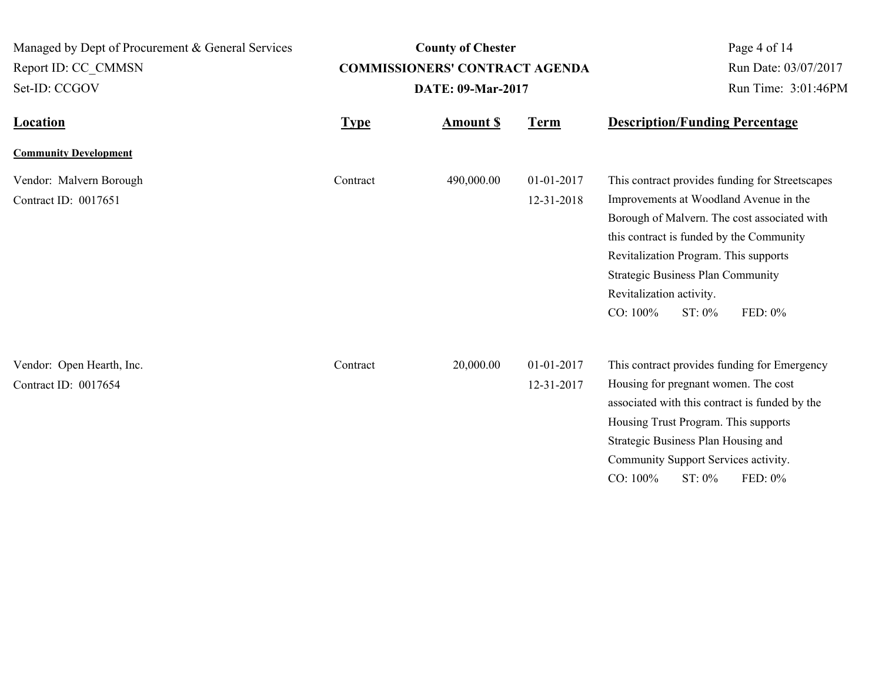| Location | Type | Amount $ | Term | Description/Funding Percentage |
|---|---|---|---|---|
| **Community Development** | | | | |
| Vendor: Malvern Borough<br>Contract ID: 0017651 | Contract | 490,000.00 | 01-01-2017<br>12-31-2018 | This contract provides funding for Streetscapes Improvements at Woodland Avenue in the Borough of Malvern. The cost associated with this contract is funded by the Community Revitalization Program. This supports Strategic Business Plan Community Revitalization activity.<br>CO: 100% ST: 0% FED: 0% |
| Vendor: Open Hearth, Inc.<br>Contract ID: 0017654 | Contract | 20,000.00 | 01-01-2017<br>12-31-2017 | This contract provides funding for Emergency Housing for pregnant women. The cost associated with this contract is funded by the Housing Trust Program. This supports Strategic Business Plan Housing and Community Support Services activity.<br>CO: 100% ST: 0% FED: 0% |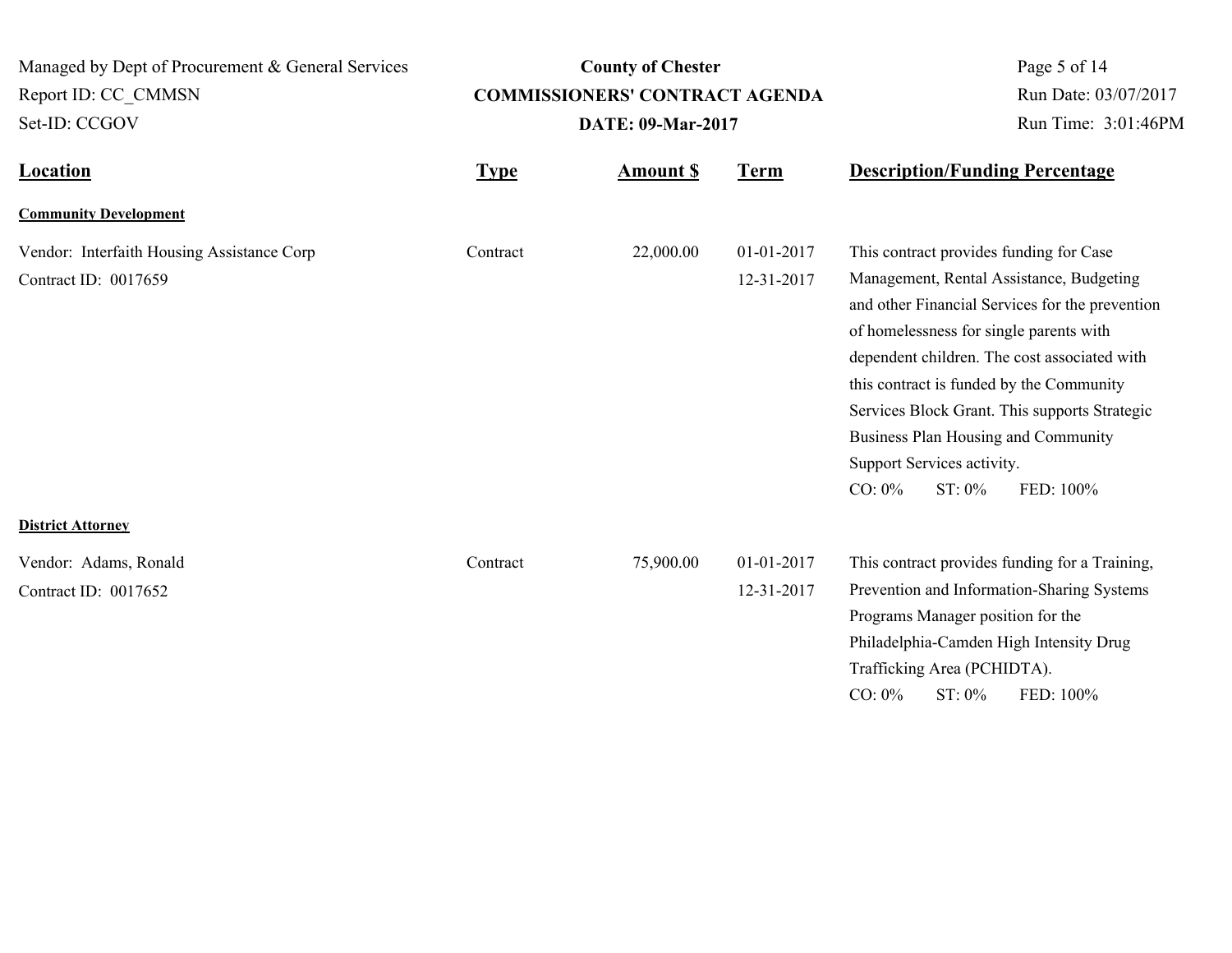| Location | Type | Amount $ | Term | Description/Funding Percentage |
|---|---|---|---|---|
| **Community Development** | | | | |
| Vendor: Interfaith Housing Assistance Corp<br>Contract ID: 0017659 | Contract | 22,000.00 | 01-01-2017<br>12-31-2017 | This contract provides funding for Case Management, Rental Assistance, Budgeting and other Financial Services for the prevention of homelessness for single parents with dependent children. The cost associated with this contract is funded by the Community Services Block Grant. This supports Strategic Business Plan Housing and Community Support Services activity.<br>CO: 0% ST: 0% FED: 100% |
| **District Attorney** | | | | |
| Vendor: Adams, Ronald<br>Contract ID: 0017652 | Contract | 75,900.00 | 01-01-2017<br>12-31-2017 | This contract provides funding for a Training, Prevention and Information-Sharing Systems Programs Manager position for the Philadelphia-Camden High Intensity Drug Trafficking Area (PCHIDTA).<br>CO: 0% ST: 0% FED: 100% |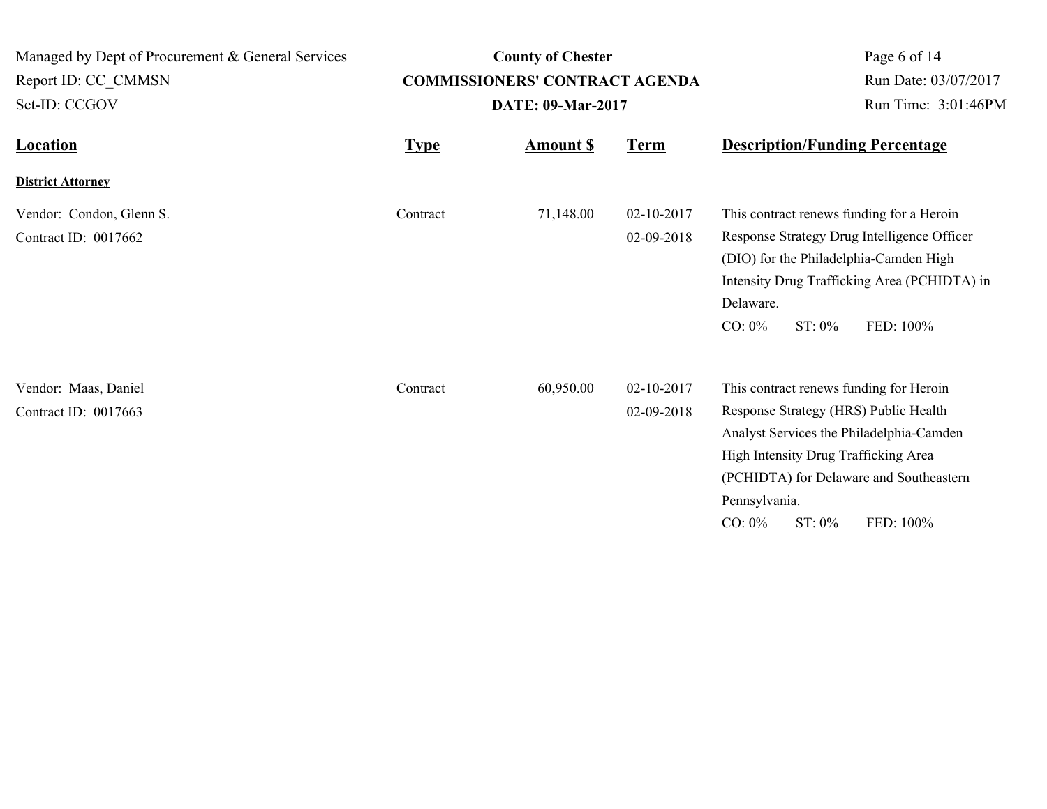| Location | Type | Amount $ | Term | Description/Funding Percentage |
|---|---|---|---|---|
| **District Attorney** | | | | |
| Vendor: Condon, Glenn S.<br>Contract ID: 0017662 | Contract | 71,148.00 | 02-10-2017<br>02-09-2018 | This contract renews funding for a Heroin Response Strategy Drug Intelligence Officer (DIO) for the Philadelphia-Camden High Intensity Drug Trafficking Area (PCHIDTA) in Delaware.<br>CO: 0% ST: 0% FED: 100% |
| Vendor: Maas, Daniel<br>Contract ID: 0017663 | Contract | 60,950.00 | 02-10-2017<br>02-09-2018 | This contract renews funding for Heroin Response Strategy (HRS) Public Health Analyst Services the Philadelphia-Camden High Intensity Drug Trafficking Area (PCHIDTA) for Delaware and Southeastern Pennsylvania.<br>CO: 0% ST: 0% FED: 100% |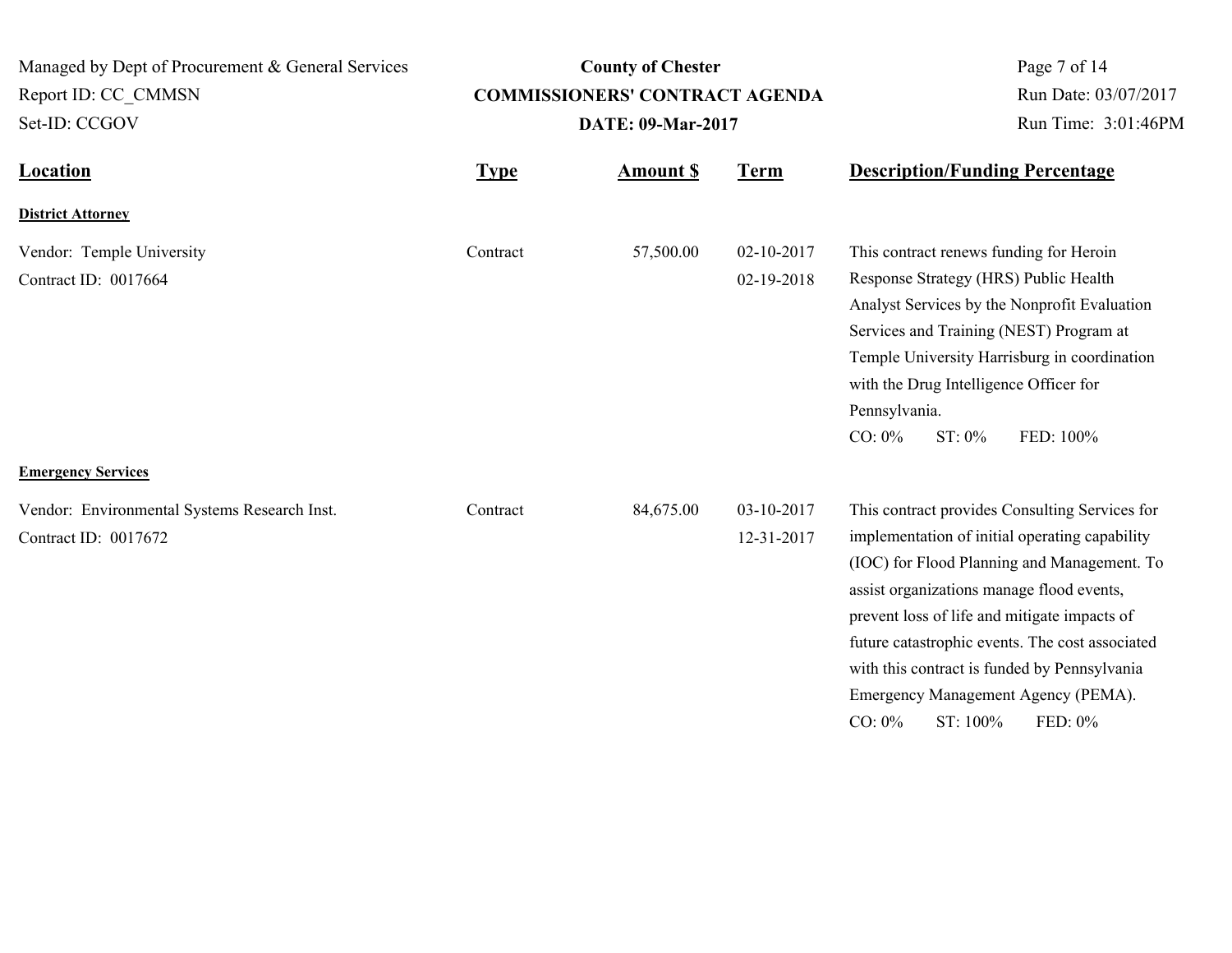| Location | Type | Amount $ | Term | Description/Funding Percentage |
|---|---|---|---|---|
| **District Attorney** | | | | |
| Vendor: Temple University<br>Contract ID: 0017664 | Contract | 57,500.00 | 02-10-2017<br>02-19-2018 | This contract renews funding for Heroin Response Strategy (HRS) Public Health Analyst Services by the Nonprofit Evaluation Services and Training (NEST) Program at Temple University Harrisburg in coordination with the Drug Intelligence Officer for Pennsylvania.<br>CO: 0% ST: 0% FED: 100% |
| **Emergency Services** | | | | |
| Vendor: Environmental Systems Research Inst.<br>Contract ID: 0017672 | Contract | 84,675.00 | 03-10-2017<br>12-31-2017 | This contract provides Consulting Services for implementation of initial operating capability (IOC) for Flood Planning and Management. To assist organizations manage flood events, prevent loss of life and mitigate impacts of future catastrophic events. The cost associated with this contract is funded by Pennsylvania Emergency Management Agency (PEMA).<br>CO: 0% ST: 100% FED: 0% |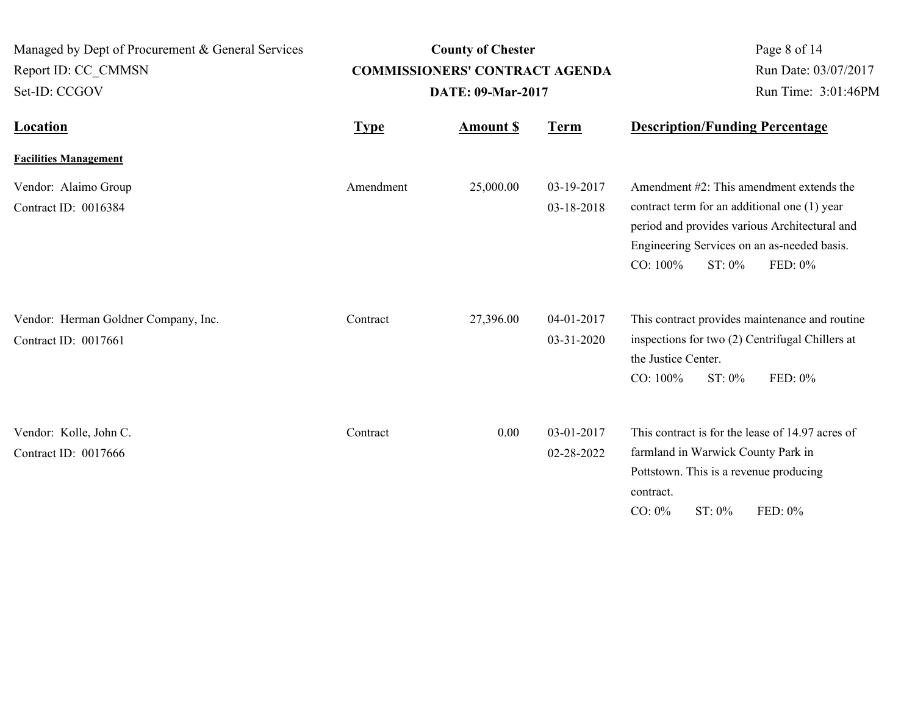Managed by Dept of Procurement & General Services
Report ID: CC_CMMSN
Set-ID: CCGOV

**County of Chester**
**COMMISSIONERS' CONTRACT AGENDA**
**DATE: 09-Mar-2017**

Run Date: 03/07/2017
Run Time: 3:01:46PM

| Location | Type | Amount $ | Term | Description/Funding Percentage |
|---|---|---|---|---|
| **Facilities Management** | | | | |
| Vendor: Alaimo Group<br>Contract ID: 0016384 | Amendment | 25,000.00 | 03-19-2017<br>03-18-2018 | Amendment #2: This amendment extends the contract term for an additional one (1) year period and provides various Architectural and Engineering Services on an as-needed basis.<br>CO: 100% ST: 0% FED: 0% |
| Vendor: Herman Goldner Company, Inc.<br>Contract ID: 0017661 | Contract | 27,396.00 | 04-01-2017<br>03-31-2020 | This contract provides maintenance and routine inspections for two (2) Centrifugal Chillers at the Justice Center.<br>CO: 100% ST: 0% FED: 0% |
| Vendor: Kolle, John C.<br>Contract ID: 0017666 | Contract | 0.00 | 03-01-2017<br>02-28-2022 | This contract is for the lease of 14.97 acres of farmland in Warwick County Park in Pottstown. This is a revenue producing contract.<br>CO: 0% ST: 0% FED: 0% |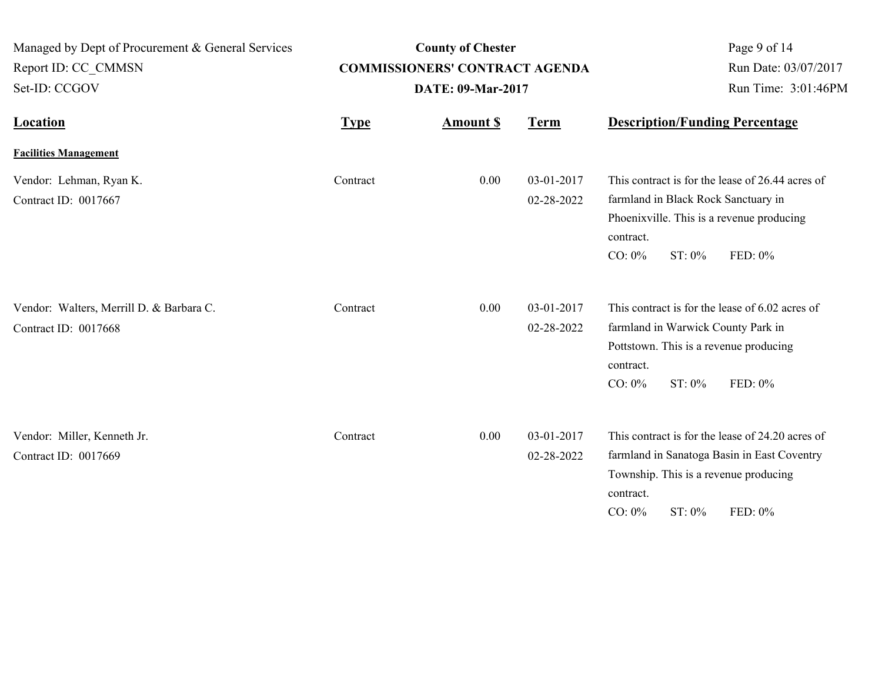| Location | Type | Amount $ | Term | Description/Funding Percentage |
|---|---|---|---|---|
| **Facilities Management** | | | | |
| Vendor: Lehman, Ryan K.<br>Contract ID: 0017667 | Contract | 0.00 | 03-01-2017<br>02-28-2022 | This contract is for the lease of 26.44 acres of farmland in Black Rock Sanctuary in Phoenixville. This is a revenue producing contract.<br>CO: 0% ST: 0% FED: 0% |
| Vendor: Walters, Merrill D. & Barbara C.<br>Contract ID: 0017668 | Contract | 0.00 | 03-01-2017<br>02-28-2022 | This contract is for the lease of 6.02 acres of farmland in Warwick County Park in Pottstown. This is a revenue producing contract.<br>CO: 0% ST: 0% FED: 0% |
| Vendor: Miller, Kenneth Jr.<br>Contract ID: 0017669 | Contract | 0.00 | 03-01-2017<br>02-28-2022 | This contract is for the lease of 24.20 acres of farmland in Sanatoga Basin in East Coventry Township. This is a revenue producing contract.<br>CO: 0% ST: 0% FED: 0% |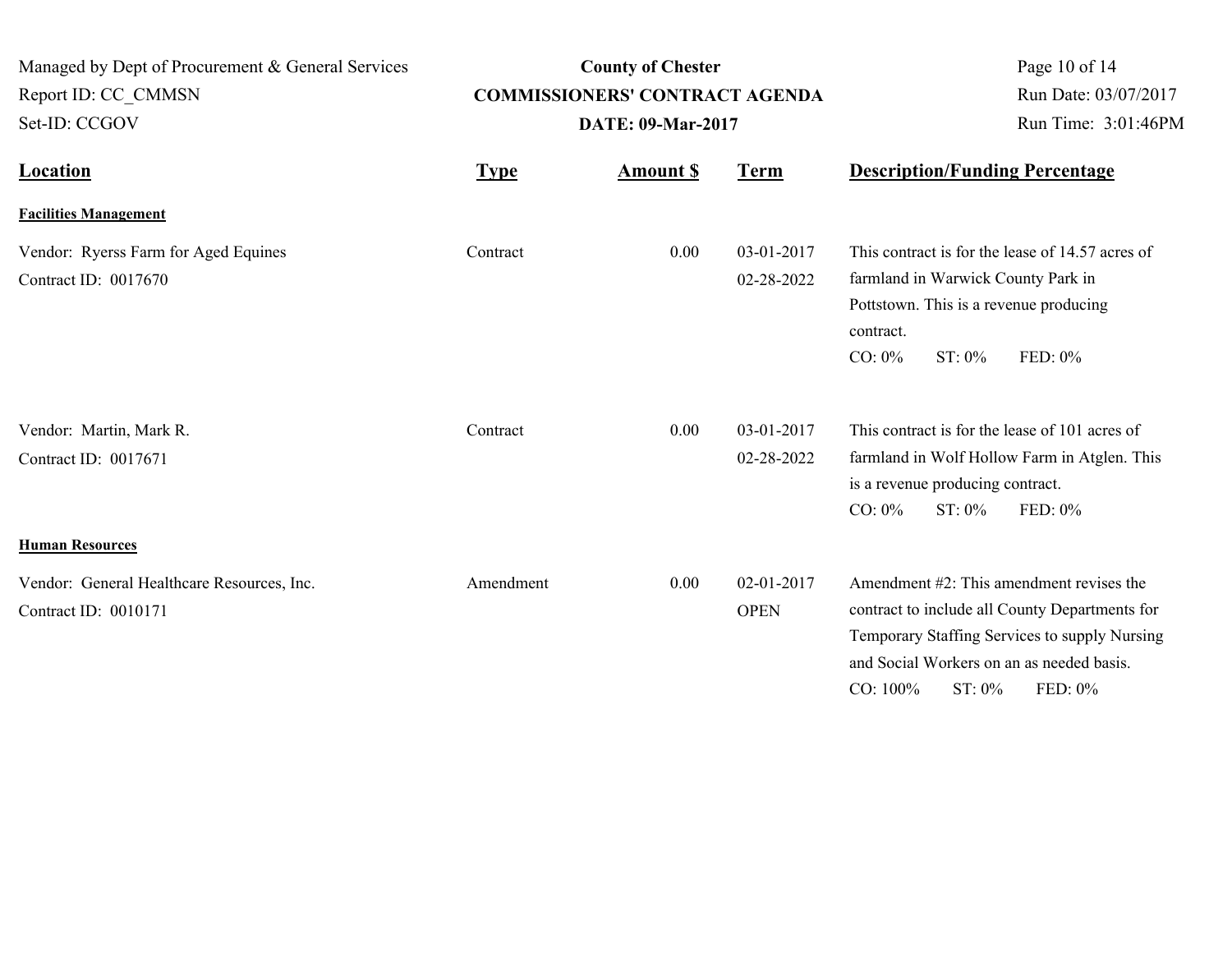| Location | Type | Amount $ | Term | Description/Funding Percentage |
|---|---|---|---|---|
| **Facilities Management** | | | | |
| Vendor: Ryerss Farm for Aged Equines<br>Contract ID: 0017670 | Contract | 0.00 | 03-01-2017<br>02-28-2022 | This contract is for the lease of 14.57 acres of farmland in Warwick County Park in Pottstown. This is a revenue producing contract.<br>CO: 0% ST: 0% FED: 0% |
| Vendor: Martin, Mark R.<br>Contract ID: 0017671 | Contract | 0.00 | 03-01-2017<br>02-28-2022 | This contract is for the lease of 101 acres of farmland in Wolf Hollow Farm in Atglen. This is a revenue producing contract.<br>CO: 0% ST: 0% FED: 0% |
| **Human Resources** | | | | |
| Vendor: General Healthcare Resources, Inc.<br>Contract ID: 0010171 | Amendment | 0.00 | 02-01-2017<br>OPEN | Amendment #2: This amendment revises the contract to include all County Departments for Temporary Staffing Services to supply Nursing and Social Workers on an as needed basis.<br>CO: 100% ST: 0% FED: 0% |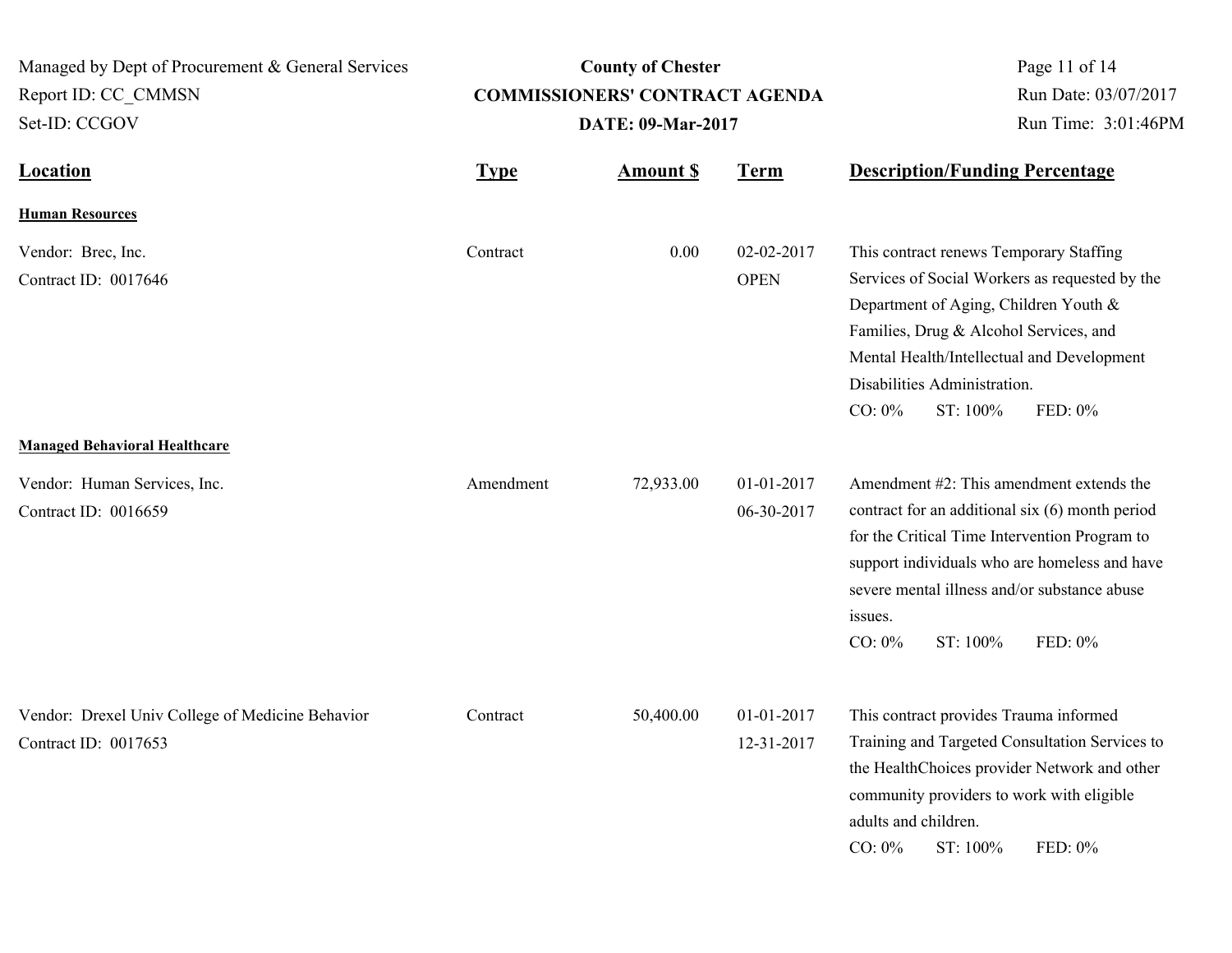County of Chester

COMMISSIONERS' CONTRACT AGENDA

DATE: 09-Mar-2017

| Location | Type | Amount $ | Term | Description/Funding Percentage |
|---|---|---|---|---|
| **Human Resources** | | | | |
| Vendor: Brec, Inc.<br>Contract ID: 0017646 | Contract | 0.00 | 02-02-2017<br>OPEN | This contract renews Temporary Staffing Services of Social Workers as requested by the Department of Aging, Children Youth & Families, Drug & Alcohol Services, and Mental Health/Intellectual and Development Disabilities Administration.<br>CO: 0% ST: 100% FED: 0% |
| **Managed Behavioral Healthcare** | | | | |
| Vendor: Human Services, Inc.<br>Contract ID: 0016659 | Amendment | 72,933.00 | 01-01-2017<br>06-30-2017 | Amendment #2: This amendment extends the contract for an additional six (6) month period for the Critical Time Intervention Program to support individuals who are homeless and have severe mental illness and/or substance abuse issues.<br>CO: 0% ST: 100% FED: 0% |
| Vendor: Drexel Univ College of Medicine Behavior<br>Contract ID: 0017653 | Contract | 50,400.00 | 01-01-2017<br>12-31-2017 | This contract provides Trauma informed Training and Targeted Consultation Services to the HealthChoices provider Network and other community providers to work with eligible adults and children.<br>CO: 0% ST: 100% FED: 0% |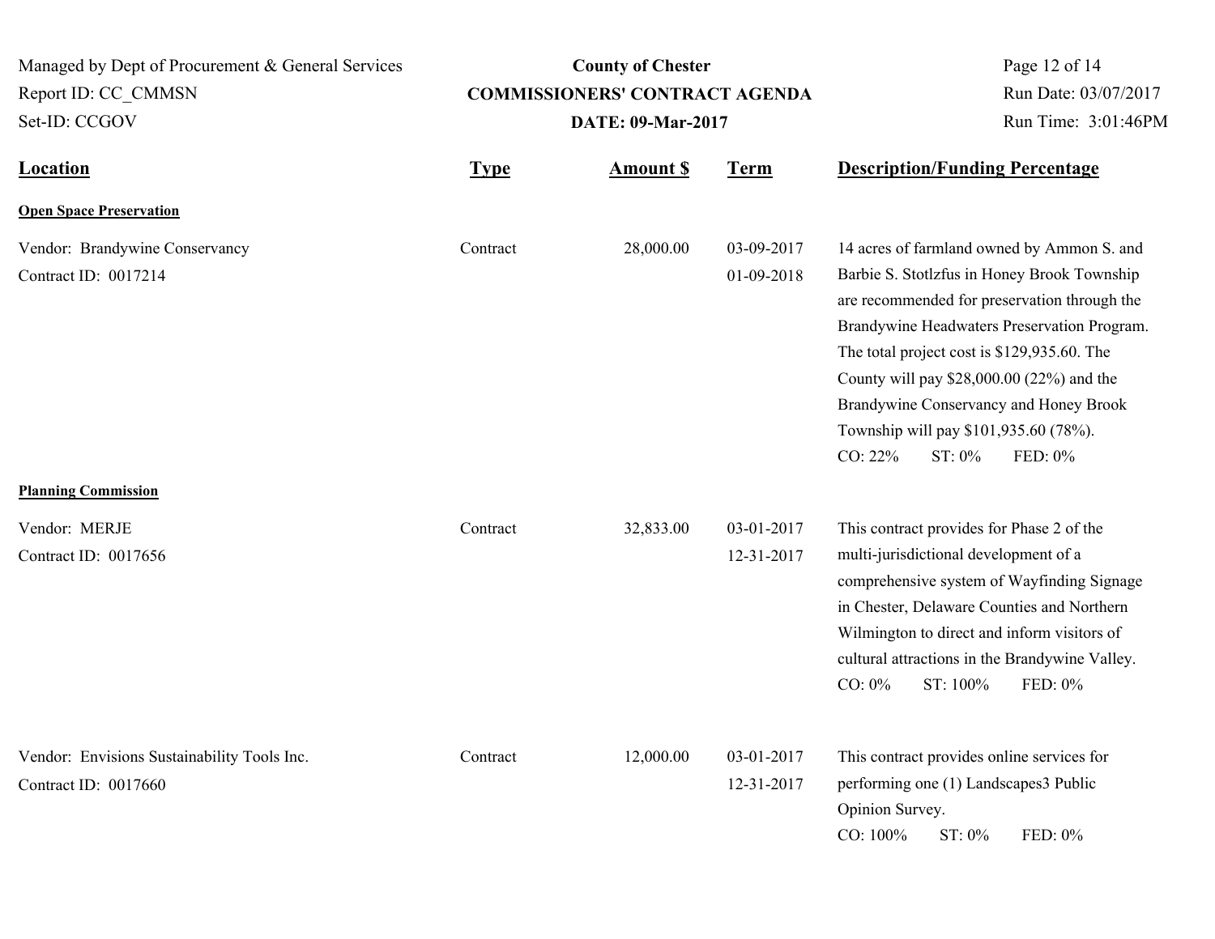| Location | Type | Amount $ | Term | Description/Funding Percentage |
|---|---|---|---|---|
| **Open Space Preservation** | | | | |
| Vendor: Brandywine Conservancy<br>Contract ID: 0017214 | Contract | 28,000.00 | 03-09-2017<br>01-09-2018 | 14 acres of farmland owned by Ammon S. and Barbie S. Stotlzfus in Honey Brook Township are recommended for preservation through the Brandywine Headwaters Preservation Program. The total project cost is $129,935.60. The County will pay $28,000.00 (22%) and the Brandywine Conservancy and Honey Brook Township will pay $101,935.60 (78%).<br>CO: 22% ST: 0% FED: 0% |
| **Planning Commission** | | | | |
| Vendor: MERJE<br>Contract ID: 0017656 | Contract | 32,833.00 | 03-01-2017<br>12-31-2017 | This contract provides for Phase 2 of the multi-jurisdictional development of a comprehensive system of Wayfinding Signage in Chester, Delaware Counties and Northern Wilmington to direct and inform visitors of cultural attractions in the Brandywine Valley.<br>CO: 0% ST: 100% FED: 0% |
| Vendor: Envisions Sustainability Tools Inc.<br>Contract ID: 0017660 | Contract | 12,000.00 | 03-01-2017<br>12-31-2017 | This contract provides online services for performing one (1) Landscapes3 Public Opinion Survey.<br>CO: 100% ST: 0% FED: 0% |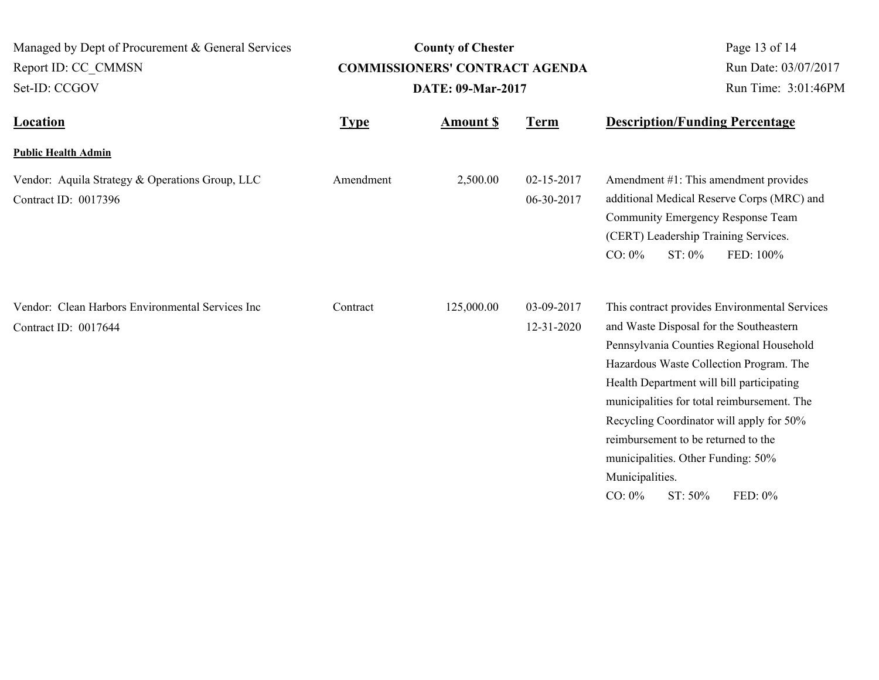**County of Chester**
**COMMISSIONERS' CONTRACT AGENDA**
**DATE: 09-Mar-2017**

Managed by Dept of Procurement & General Services
Report ID: CC_CMMSN
Set-ID: CCGOV

Run Date: 03/07/2017
Run Time: 3:01:46PM

| Location | Type | Amount $ | Term | Description/Funding Percentage |
|---|---|---|---|---|
| **Public Health Admin** | | | | |
| Vendor: Aquila Strategy & Operations Group, LLC<br>Contract ID: 0017396 | Amendment | 2,500.00 | 02-15-2017<br>06-30-2017 | Amendment #1: This amendment provides additional Medical Reserve Corps (MRC) and Community Emergency Response Team (CERT) Leadership Training Services.<br>CO: 0% ST: 0% FED: 100% |
| Vendor: Clean Harbors Environmental Services Inc<br>Contract ID: 0017644 | Contract | 125,000.00 | 03-09-2017<br>12-31-2020 | This contract provides Environmental Services and Waste Disposal for the Southeastern Pennsylvania Counties Regional Household Hazardous Waste Collection Program. The Health Department will bill participating municipalities for total reimbursement. The Recycling Coordinator will apply for 50% reimbursement to be returned to the municipalities. Other Funding: 50% Municipalities.<br>CO: 0% ST: 50% FED: 0% |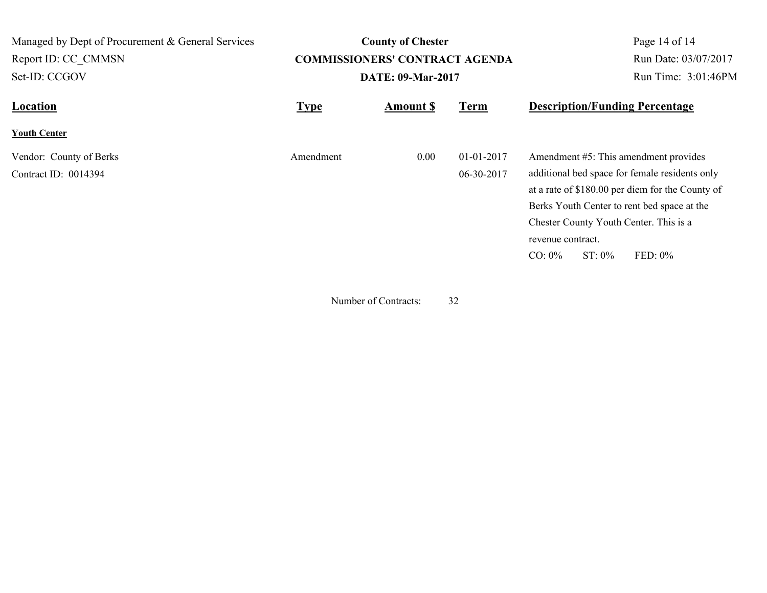| Location | Type | Amount $ | Term | Description/Funding Percentage |
|---|---|---|---|---|
| **Youth Center** | | | | |
| Vendor: County of Berks<br>Contract ID: 0014394 | Amendment | 0.00 | 01-01-2017<br>06-30-2017 | Amendment #5: This amendment provides additional bed space for female residents only at a rate of $180.00 per diem for the County of Berks Youth Center to rent bed space at the Chester County Youth Center. This is a revenue contract.<br>CO: 0% ST: 0% FED: 0% |

Number of Contracts: 32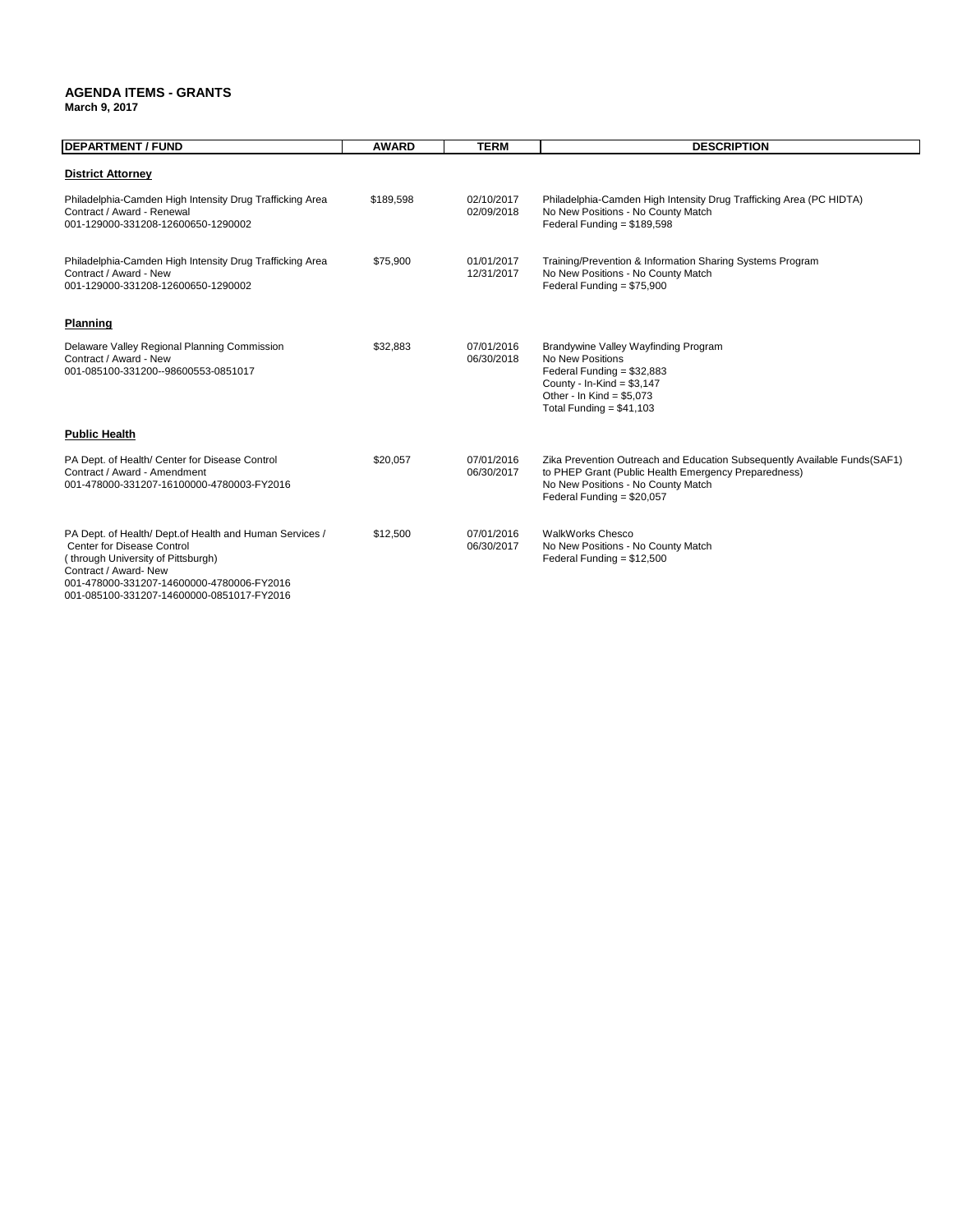**AGENDA ITEMS - GRANTS**

**March 9, 2017**

| DEPARTMENT / FUND | AWARD | TERM | DESCRIPTION |
|---|---|---|---|
| **District Attorney** | | | |
| Philadelphia-Camden High Intensity Drug Trafficking Area<br>Contract / Award - Renewal<br>001-129000-331208-12600650-1290002 | $189,598 | 02/10/2017<br>02/09/2018 | Philadelphia-Camden High Intensity Drug Trafficking Area (PC HIDTA)<br>No New Positions - No County Match<br>Federal Funding = $189,598 |
| Philadelphia-Camden High Intensity Drug Trafficking Area<br>Contract / Award - New<br>001-129000-331208-12600650-1290002 | $75,900 | 01/01/2017<br>12/31/2017 | Training/Prevention & Information Sharing Systems Program<br>No New Positions - No County Match<br>Federal Funding = $75,900 |
| **Planning** | | | |
| Delaware Valley Regional Planning Commission<br>Contract / Award - New<br>001-085100-331200--98600553-0851017 | $32,883 | 07/01/2016<br>06/30/2018 | Brandywine Valley Wayfinding Program<br>No New Positions<br>Federal Funding = $32,883<br>County - In-Kind = $3,147<br>Other - In Kind = $5,073<br>Total Funding = $41,103 |
| **Public Health** | | | |
| PA Dept. of Health/ Center for Disease Control<br>Contract / Award - Amendment<br>001-478000-331207-16100000-4780003-FY2016 | $20,057 | 07/01/2016<br>06/30/2017 | Zika Prevention Outreach and Education Subsequently Available Funds(SAF1)<br>to PHEP Grant (Public Health Emergency Preparedness)<br>No New Positions - No County Match<br>Federal Funding = $20,057 |
| PA Dept. of Health/ Dept.of Health and Human Services /<br>Center for Disease Control<br>( through University of Pittsburgh)<br>Contract / Award- New<br>001-478000-331207-14600000-4780006-FY2016<br>001-085100-331207-14600000-0851017-FY2016 | $12,500 | 07/01/2016<br>06/30/2017 | WalkWorks Chesco<br>No New Positions - No County Match<br>Federal Funding = $12,500 |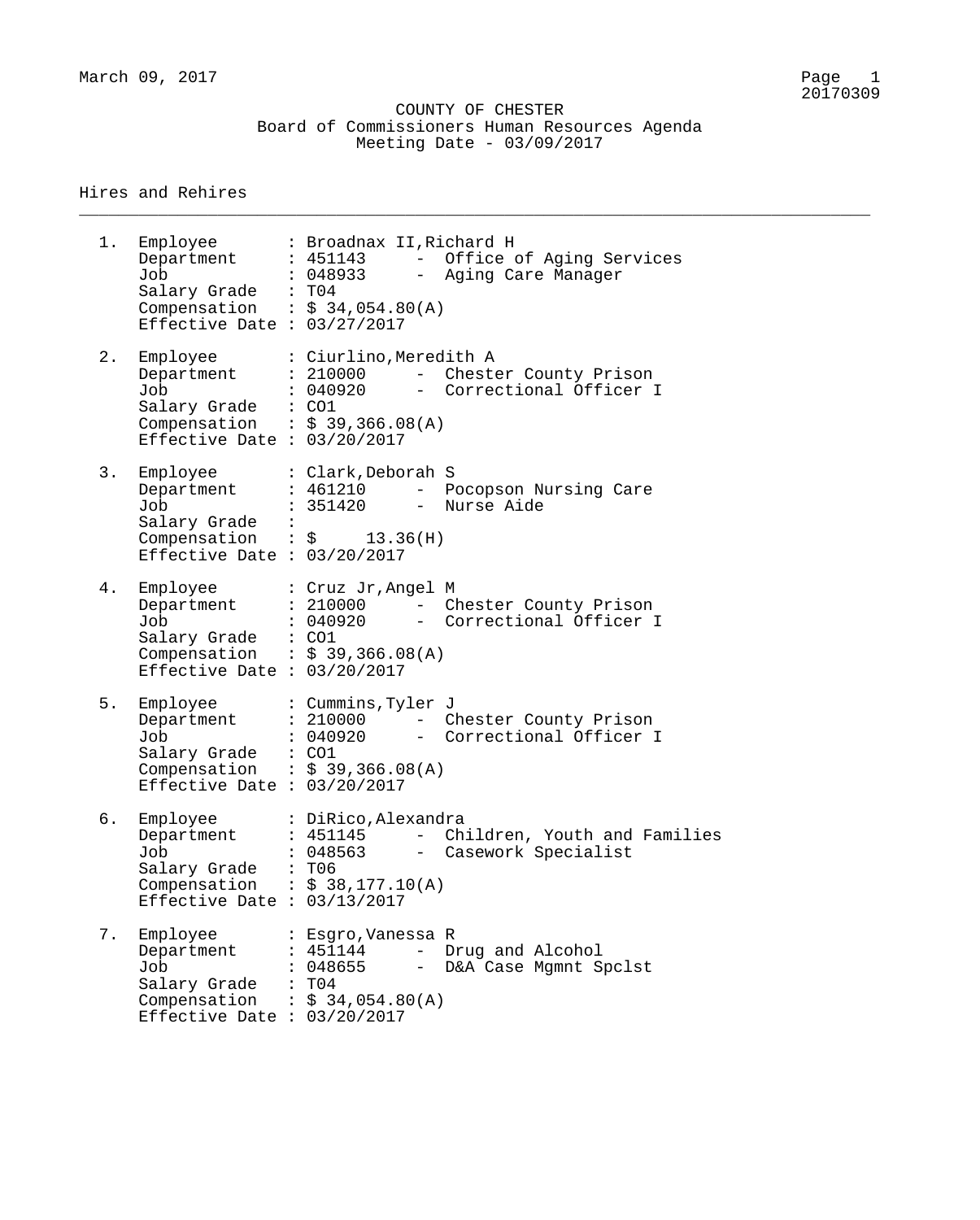March 09, 2017

COUNTY OF CHESTER
Board of Commissioners Human Resources Agenda
Meeting Date - 03/09/2017

## Hires and Rehires

1. Employee : Broadnax II,Richard H
   Department : 451143 - Office of Aging Services
   Job : 048933 - Aging Care Manager
   Salary Grade : T04
   Compensation : $ 34,054.80(A)
   Effective Date : 03/27/2017

2. Employee : Ciurlino,Meredith A
   Department : 210000 - Chester County Prison
   Job : 040920 - Correctional Officer I
   Salary Grade : CO1
   Compensation : $ 39,366.08(A)
   Effective Date : 03/20/2017

3. Employee : Clark,Deborah S
   Department : 461210 - Pocopson Nursing Care
   Job : 351420 - Nurse Aide
   Salary Grade :
   Compensation : $ 13.36(H)
   Effective Date : 03/20/2017

4. Employee : Cruz Jr,Angel M
   Department : 210000 - Chester County Prison
   Job : 040920 - Correctional Officer I
   Salary Grade : CO1
   Compensation : $ 39,366.08(A)
   Effective Date : 03/20/2017

5. Employee : Cummins,Tyler J
   Department : 210000 - Chester County Prison
   Job : 040920 - Correctional Officer I
   Salary Grade : CO1
   Compensation : $ 39,366.08(A)
   Effective Date : 03/20/2017

6. Employee : DiRico,Alexandra
   Department : 451145 - Children, Youth and Families
   Job : 048563 - Casework Specialist
   Salary Grade : T06
   Compensation : $ 38,177.10(A)
   Effective Date : 03/13/2017

7. Employee : Esgro,Vanessa R
   Department : 451144 - Drug and Alcohol
   Job : 048655 - D&A Case Mgmnt Spclst
   Salary Grade : T04
   Compensation : $ 34,054.80(A)
   Effective Date : 03/20/2017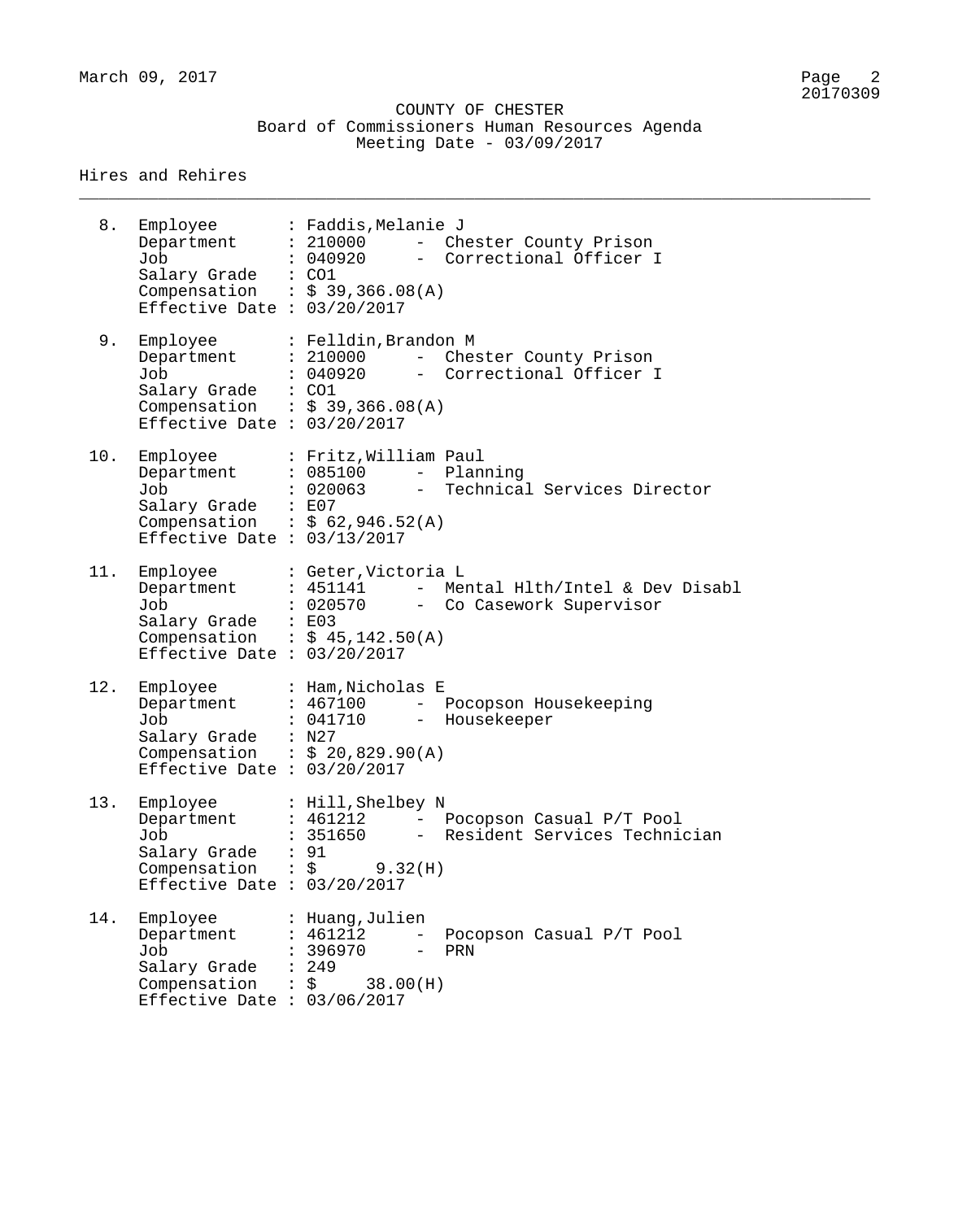COUNTY OF CHESTER
Board of Commissioners Human Resources Agenda
Meeting Date - 03/09/2017

Hires and Rehires

---

8. Employee : Faddis,Melanie J
   Department : 210000 - Chester County Prison
   Job : 040920 - Correctional Officer I
   Salary Grade : CO1
   Compensation : $ 39,366.08(A)
   Effective Date : 03/20/2017

9. Employee : Felldin,Brandon M
   Department : 210000 - Chester County Prison
   Job : 040920 - Correctional Officer I
   Salary Grade : CO1
   Compensation : $ 39,366.08(A)
   Effective Date : 03/20/2017

10. Employee : Fritz,William Paul
    Department : 085100 - Planning
    Job : 020063 - Technical Services Director
    Salary Grade : E07
    Compensation : $ 62,946.52(A)
    Effective Date : 03/13/2017

11. Employee : Geter,Victoria L
    Department : 451141 - Mental Hlth/Intel & Dev Disabl
    Job : 020570 - Co Casework Supervisor
    Salary Grade : E03
    Compensation : $ 45,142.50(A)
    Effective Date : 03/20/2017

12. Employee : Ham,Nicholas E
    Department : 467100 - Pocopson Housekeeping
    Job : 041710 - Housekeeper
    Salary Grade : N27
    Compensation : $ 20,829.90(A)
    Effective Date : 03/20/2017

13. Employee : Hill,Shelbey N
    Department : 461212 - Pocopson Casual P/T Pool
    Job : 351650 - Resident Services Technician
    Salary Grade : 91
    Compensation : $ 9.32(H)
    Effective Date : 03/20/2017

14. Employee : Huang,Julien
    Department : 461212 - Pocopson Casual P/T Pool
    Job : 396970 - PRN
    Salary Grade : 249
    Compensation : $ 38.00(H)
    Effective Date : 03/06/2017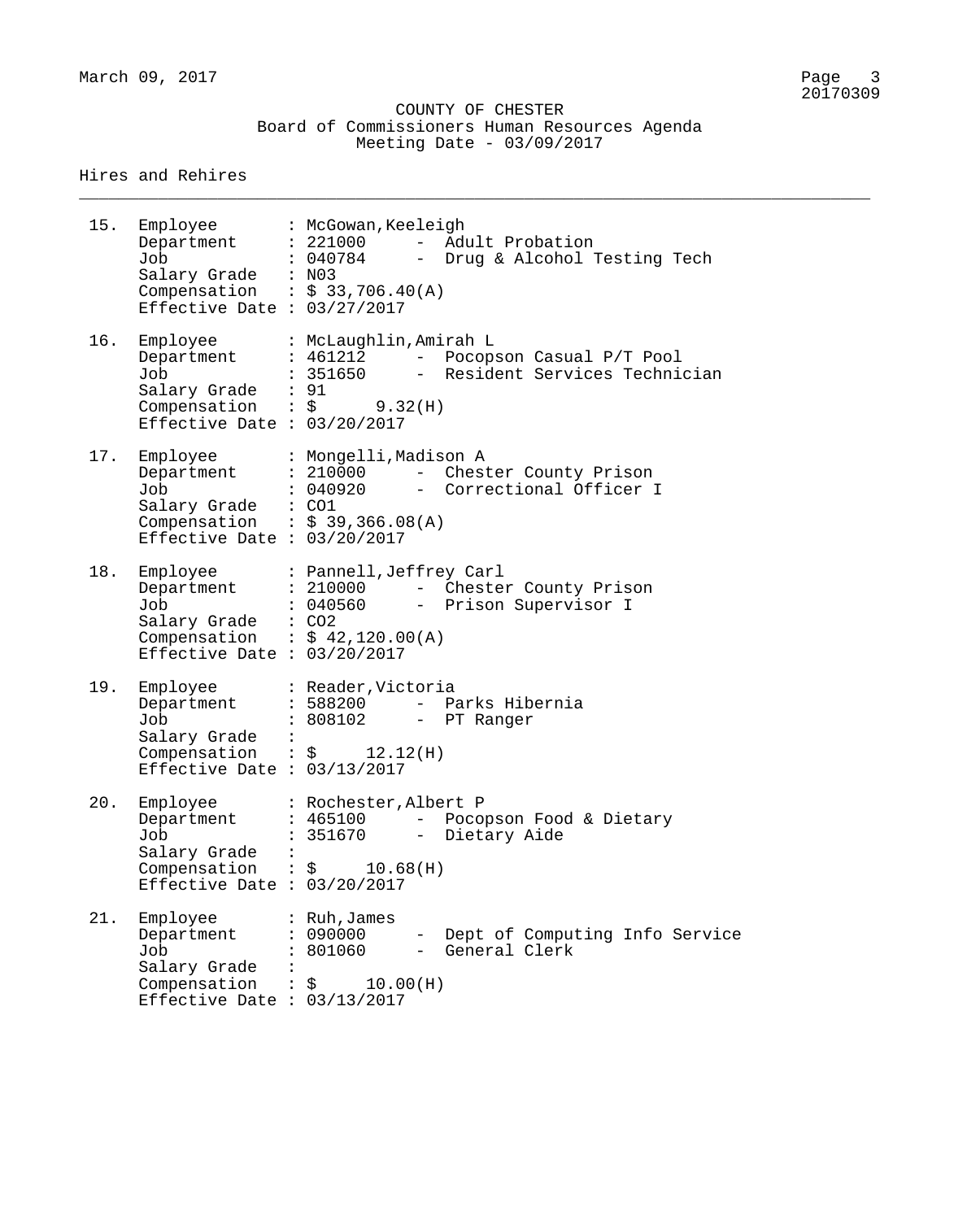COUNTY OF CHESTER
Board of Commissioners Human Resources Agenda
Meeting Date - 03/09/2017

## Hires and Rehires

15. Employee : McGowan,Keeleigh
    Department : 221000 - Adult Probation
    Job : 040784 - Drug & Alcohol Testing Tech
    Salary Grade : N03
    Compensation : $ 33,706.40(A)
    Effective Date : 03/27/2017

16. Employee : McLaughlin,Amirah L
    Department : 461212 - Pocopson Casual P/T Pool
    Job : 351650 - Resident Services Technician
    Salary Grade : 91
    Compensation : $ 9.32(H)
    Effective Date : 03/20/2017

17. Employee : Mongelli,Madison A
    Department : 210000 - Chester County Prison
    Job : 040920 - Correctional Officer I
    Salary Grade : CO1
    Compensation : $ 39,366.08(A)
    Effective Date : 03/20/2017

18. Employee : Pannell,Jeffrey Carl
    Department : 210000 - Chester County Prison
    Job : 040560 - Prison Supervisor I
    Salary Grade : CO2
    Compensation : $ 42,120.00(A)
    Effective Date : 03/20/2017

19. Employee : Reader,Victoria
    Department : 588200 - Parks Hibernia
    Job : 808102 - PT Ranger
    Salary Grade :
    Compensation : $ 12.12(H)
    Effective Date : 03/13/2017

20. Employee : Rochester,Albert P
    Department : 465100 - Pocopson Food & Dietary
    Job : 351670 - Dietary Aide
    Salary Grade :
    Compensation : $ 10.68(H)
    Effective Date : 03/20/2017

21. Employee : Ruh,James
    Department : 090000 - Dept of Computing Info Service
    Job : 801060 - General Clerk
    Salary Grade :
    Compensation : $ 10.00(H)
    Effective Date : 03/13/2017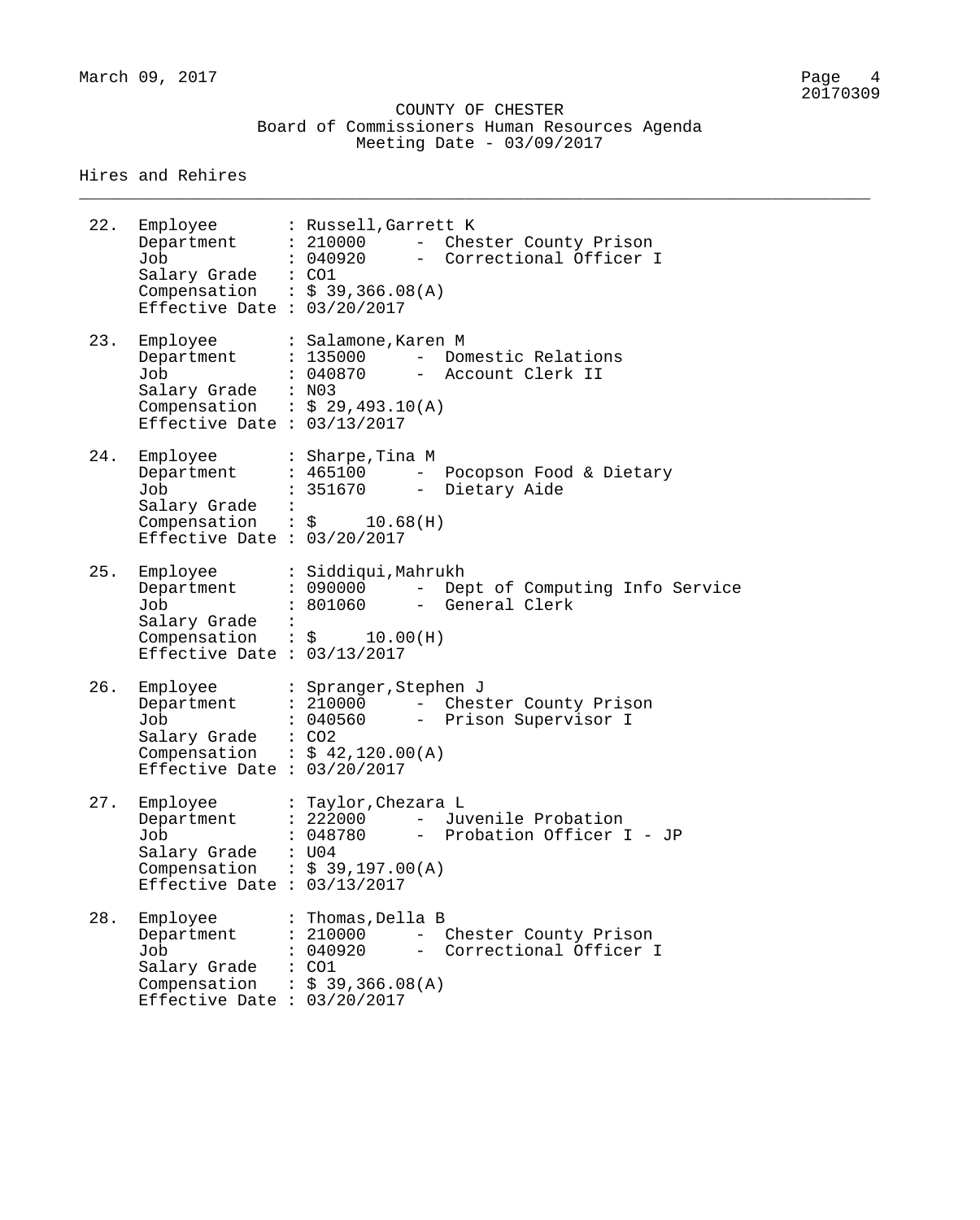March 09, 2017

COUNTY OF CHESTER
Board of Commissioners Human Resources Agenda
Meeting Date - 03/09/2017

## Hires and Rehires

22. Employee : Russell,Garrett K
    Department : 210000 - Chester County Prison
    Job : 040920 - Correctional Officer I
    Salary Grade : CO1
    Compensation : $ 39,366.08(A)
    Effective Date : 03/20/2017

23. Employee : Salamone,Karen M
    Department : 135000 - Domestic Relations
    Job : 040870 - Account Clerk II
    Salary Grade : N03
    Compensation : $ 29,493.10(A)
    Effective Date : 03/13/2017

24. Employee : Sharpe,Tina M
    Department : 465100 - Pocopson Food & Dietary
    Job : 351670 - Dietary Aide
    Salary Grade :
    Compensation : $ 10.68(H)
    Effective Date : 03/20/2017

25. Employee : Siddiqui,Mahrukh
    Department : 090000 - Dept of Computing Info Service
    Job : 801060 - General Clerk
    Salary Grade :
    Compensation : $ 10.00(H)
    Effective Date : 03/13/2017

26. Employee : Spranger,Stephen J
    Department : 210000 - Chester County Prison
    Job : 040560 - Prison Supervisor I
    Salary Grade : CO2
    Compensation : $ 42,120.00(A)
    Effective Date : 03/20/2017

27. Employee : Taylor,Chezara L
    Department : 222000 - Juvenile Probation
    Job : 048780 - Probation Officer I - JP
    Salary Grade : U04
    Compensation : $ 39,197.00(A)
    Effective Date : 03/13/2017

28. Employee : Thomas,Della B
    Department : 210000 - Chester County Prison
    Job : 040920 - Correctional Officer I
    Salary Grade : CO1
    Compensation : $ 39,366.08(A)
    Effective Date : 03/20/2017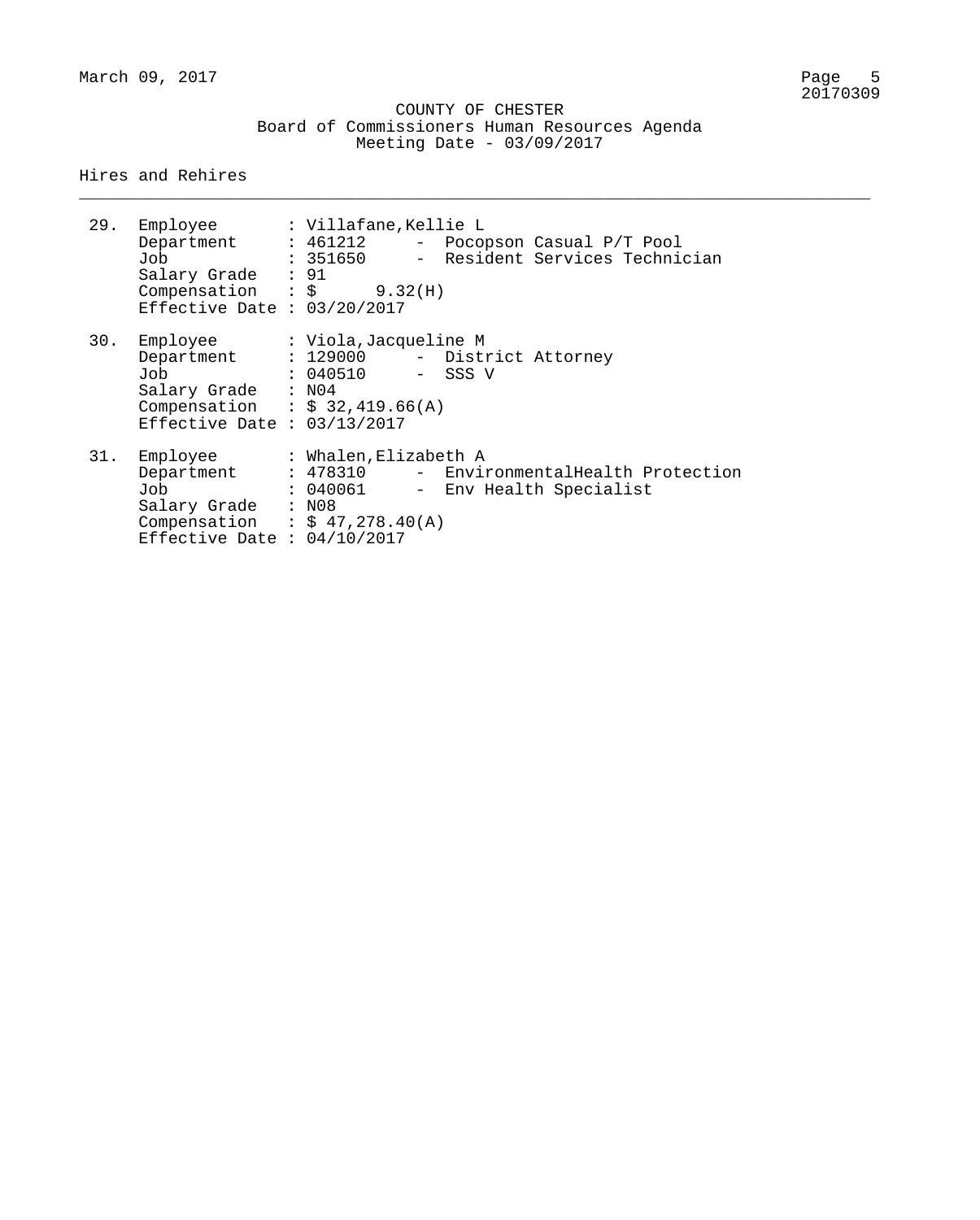COUNTY OF CHESTER
Board of Commissioners Human Resources Agenda
Meeting Date - 03/09/2017

Hires and Rehires

---

29. Employee : Villafane,Kellie L
    Department : 461212 - Pocopson Casual P/T Pool
    Job : 351650 - Resident Services Technician
    Salary Grade : 91
    Compensation : $ 9.32(H)
    Effective Date : 03/20/2017

30. Employee : Viola,Jacqueline M
    Department : 129000 - District Attorney
    Job : 040510 - SSS V
    Salary Grade : N04
    Compensation : $ 32,419.66(A)
    Effective Date : 03/13/2017

31. Employee : Whalen,Elizabeth A
    Department : 478310 - EnvironmentalHealth Protection
    Job : 040061 - Env Health Specialist
    Salary Grade : N08
    Compensation : $ 47,278.40(A)
    Effective Date : 04/10/2017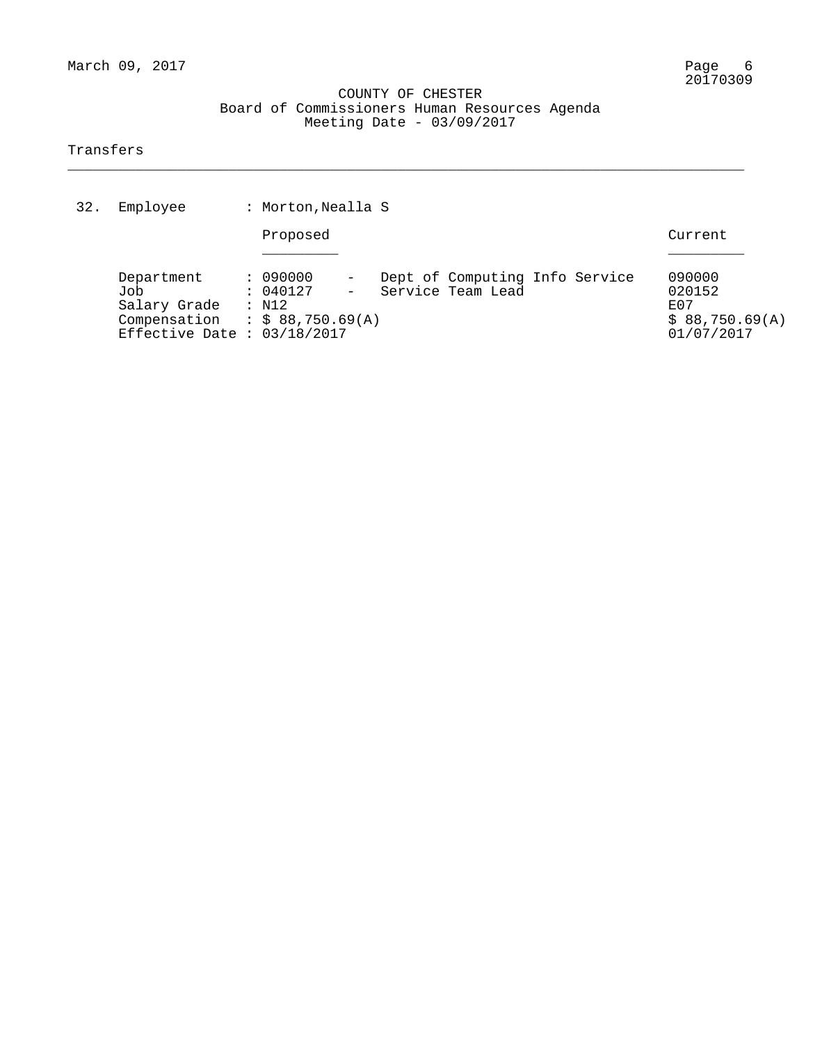COUNTY OF CHESTER
Board of Commissioners Human Resources Agenda
Meeting Date - 03/09/2017

Transfers

---

32. Employee : Morton,Nealla S

| | Proposed | | Current |
|---|---|---|---|
| Department | : 090000 | - Dept of Computing Info Service | 090000 |
| Job | : 040127 | - Service Team Lead | 020152 |
| Salary Grade | : N12 | | E07 |
| Compensation | : $ 88,750.69(A) | | $ 88,750.69(A) |
| Effective Date | : 03/18/2017 | | 01/07/2017 |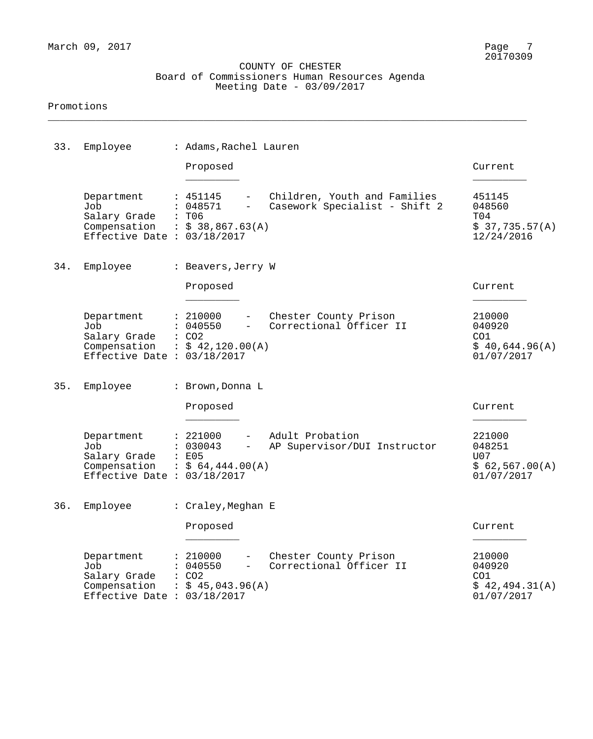COUNTY OF CHESTER
Board of Commissioners Human Resources Agenda
Meeting Date - 03/09/2017

Promotions

---

**33. Employee : Adams,Rachel Lauren**

| | Proposed | Current |
|---|---|---|
| Department | 451145 - Children, Youth and Families | 451145 |
| Job | 048571 - Casework Specialist - Shift 2 | 048560 |
| Salary Grade | T06 | T04 |
| Compensation | $ 38,867.63(A) | $ 37,735.57(A) |
| Effective Date | 03/18/2017 | 12/24/2016 |

**34. Employee : Beavers,Jerry W**

| | Proposed | Current |
|---|---|---|
| Department | 210000 - Chester County Prison | 210000 |
| Job | 040550 - Correctional Officer II | 040920 |
| Salary Grade | CO2 | CO1 |
| Compensation | $ 42,120.00(A) | $ 40,644.96(A) |
| Effective Date | 03/18/2017 | 01/07/2017 |

**35. Employee : Brown,Donna L**

| | Proposed | Current |
|---|---|---|
| Department | 221000 - Adult Probation | 221000 |
| Job | 030043 - AP Supervisor/DUI Instructor | 048251 |
| Salary Grade | E05 | U07 |
| Compensation | $ 64,444.00(A) | $ 62,567.00(A) |
| Effective Date | 03/18/2017 | 01/07/2017 |

**36. Employee : Craley,Meghan E**

| | Proposed | Current |
|---|---|---|
| Department | 210000 - Chester County Prison | 210000 |
| Job | 040550 - Correctional Officer II | 040920 |
| Salary Grade | CO2 | CO1 |
| Compensation | $ 45,043.96(A) | $ 42,494.31(A) |
| Effective Date | 03/18/2017 | 01/07/2017 |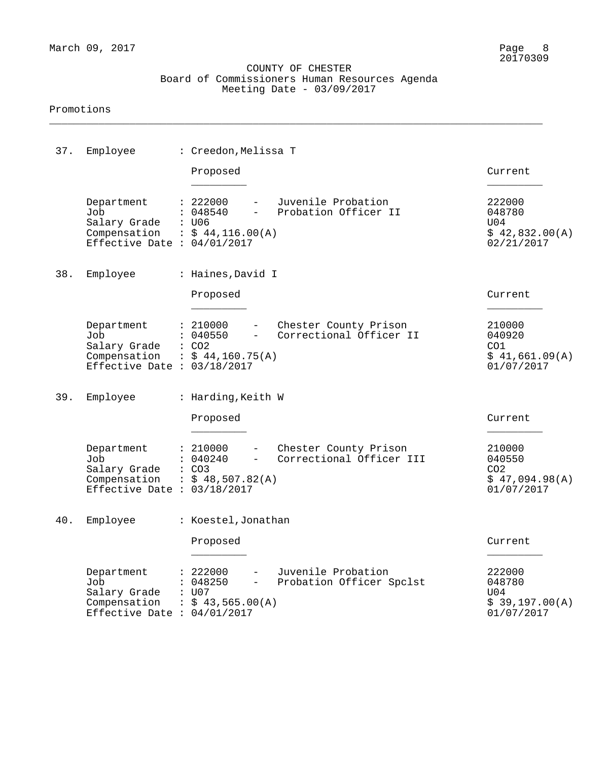COUNTY OF CHESTER
Board of Commissioners Human Resources Agenda
Meeting Date - 03/09/2017

Promotions

---

37. Employee : Creedon,Melissa T

| | Proposed | Current |
|---|---|---|
| Department | 222000 - Juvenile Probation | 222000 |
| Job | 048540 - Probation Officer II | 048780 |
| Salary Grade | U06 | U04 |
| Compensation | $ 44,116.00(A) | $ 42,832.00(A) |
| Effective Date | 04/01/2017 | 02/21/2017 |

38. Employee : Haines,David I

| | Proposed | Current |
|---|---|---|
| Department | 210000 - Chester County Prison | 210000 |
| Job | 040550 - Correctional Officer II | 040920 |
| Salary Grade | CO2 | CO1 |
| Compensation | $ 44,160.75(A) | $ 41,661.09(A) |
| Effective Date | 03/18/2017 | 01/07/2017 |

39. Employee : Harding,Keith W

| | Proposed | Current |
|---|---|---|
| Department | 210000 - Chester County Prison | 210000 |
| Job | 040240 - Correctional Officer III | 040550 |
| Salary Grade | CO3 | CO2 |
| Compensation | $ 48,507.82(A) | $ 47,094.98(A) |
| Effective Date | 03/18/2017 | 01/07/2017 |

40. Employee : Koestel,Jonathan

| | Proposed | Current |
|---|---|---|
| Department | 222000 - Juvenile Probation | 222000 |
| Job | 048250 - Probation Officer Spclst | 048780 |
| Salary Grade | U07 | U04 |
| Compensation | $ 43,565.00(A) | $ 39,197.00(A) |
| Effective Date | 04/01/2017 | 01/07/2017 |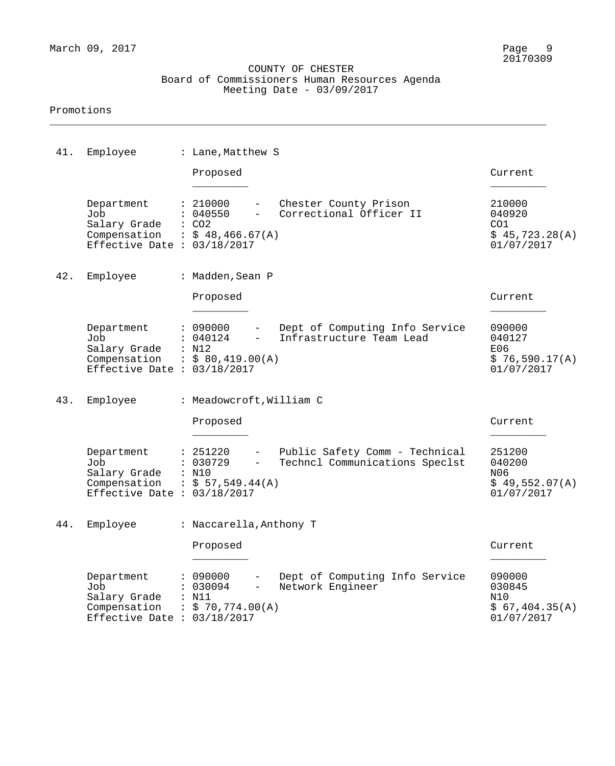COUNTY OF CHESTER
Board of Commissioners Human Resources Agenda
Meeting Date - 03/09/2017

Promotions

**41. Employee : Lane,Matthew S**

| | Proposed | Current |
|---|---|---|
| Department | 210000 - Chester County Prison | 210000 |
| Job | 040550 - Correctional Officer II | 040920 |
| Salary Grade | CO2 | CO1 |
| Compensation | $ 48,466.67(A) | $ 45,723.28(A) |
| Effective Date | 03/18/2017 | 01/07/2017 |

**42. Employee : Madden,Sean P**

| | Proposed | Current |
|---|---|---|
| Department | 090000 - Dept of Computing Info Service | 090000 |
| Job | 040124 - Infrastructure Team Lead | 040127 |
| Salary Grade | N12 | E06 |
| Compensation | $ 80,419.00(A) | $ 76,590.17(A) |
| Effective Date | 03/18/2017 | 01/07/2017 |

**43. Employee : Meadowcroft,William C**

| | Proposed | Current |
|---|---|---|
| Department | 251220 - Public Safety Comm - Technical | 251200 |
| Job | 030729 - Techncl Communications Speclst | 040200 |
| Salary Grade | N10 | N06 |
| Compensation | $ 57,549.44(A) | $ 49,552.07(A) |
| Effective Date | 03/18/2017 | 01/07/2017 |

**44. Employee : Naccarella,Anthony T**

| | Proposed | Current |
|---|---|---|
| Department | 090000 - Dept of Computing Info Service | 090000 |
| Job | 030094 - Network Engineer | 030845 |
| Salary Grade | N11 | N10 |
| Compensation | $ 70,774.00(A) | $ 67,404.35(A) |
| Effective Date | 03/18/2017 | 01/07/2017 |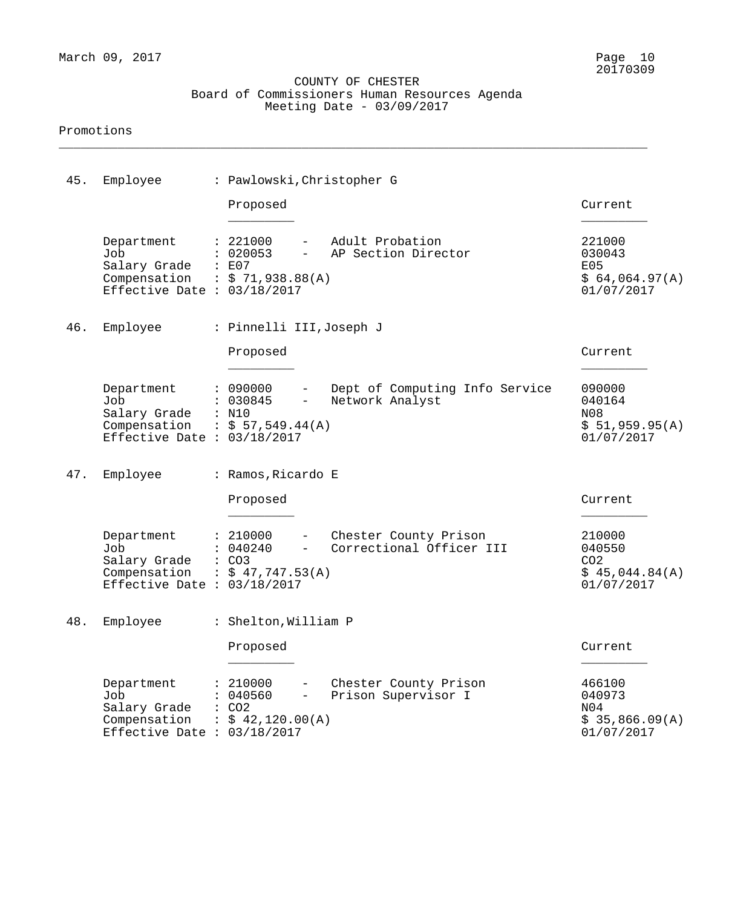COUNTY OF CHESTER
Board of Commissioners Human Resources Agenda
Meeting Date - 03/09/2017

## Promotions

**45. Employee : Pawlowski,Christopher G**

| | Proposed | Current |
|---|---|---|
| Department | 221000 - Adult Probation | 221000 |
| Job | 020053 - AP Section Director | 030043 |
| Salary Grade | E07 | E05 |
| Compensation | $ 71,938.88(A) | $ 64,064.97(A) |
| Effective Date | 03/18/2017 | 01/07/2017 |

**46. Employee : Pinnelli III,Joseph J**

| | Proposed | Current |
|---|---|---|
| Department | 090000 - Dept of Computing Info Service | 090000 |
| Job | 030845 - Network Analyst | 040164 |
| Salary Grade | N10 | N08 |
| Compensation | $ 57,549.44(A) | $ 51,959.95(A) |
| Effective Date | 03/18/2017 | 01/07/2017 |

**47. Employee : Ramos,Ricardo E**

| | Proposed | Current |
|---|---|---|
| Department | 210000 - Chester County Prison | 210000 |
| Job | 040240 - Correctional Officer III | 040550 |
| Salary Grade | CO3 | CO2 |
| Compensation | $ 47,747.53(A) | $ 45,044.84(A) |
| Effective Date | 03/18/2017 | 01/07/2017 |

**48. Employee : Shelton,William P**

| | Proposed | Current |
|---|---|---|
| Department | 210000 - Chester County Prison | 466100 |
| Job | 040560 - Prison Supervisor I | 040973 |
| Salary Grade | CO2 | N04 |
| Compensation | $ 42,120.00(A) | $ 35,866.09(A) |
| Effective Date | 03/18/2017 | 01/07/2017 |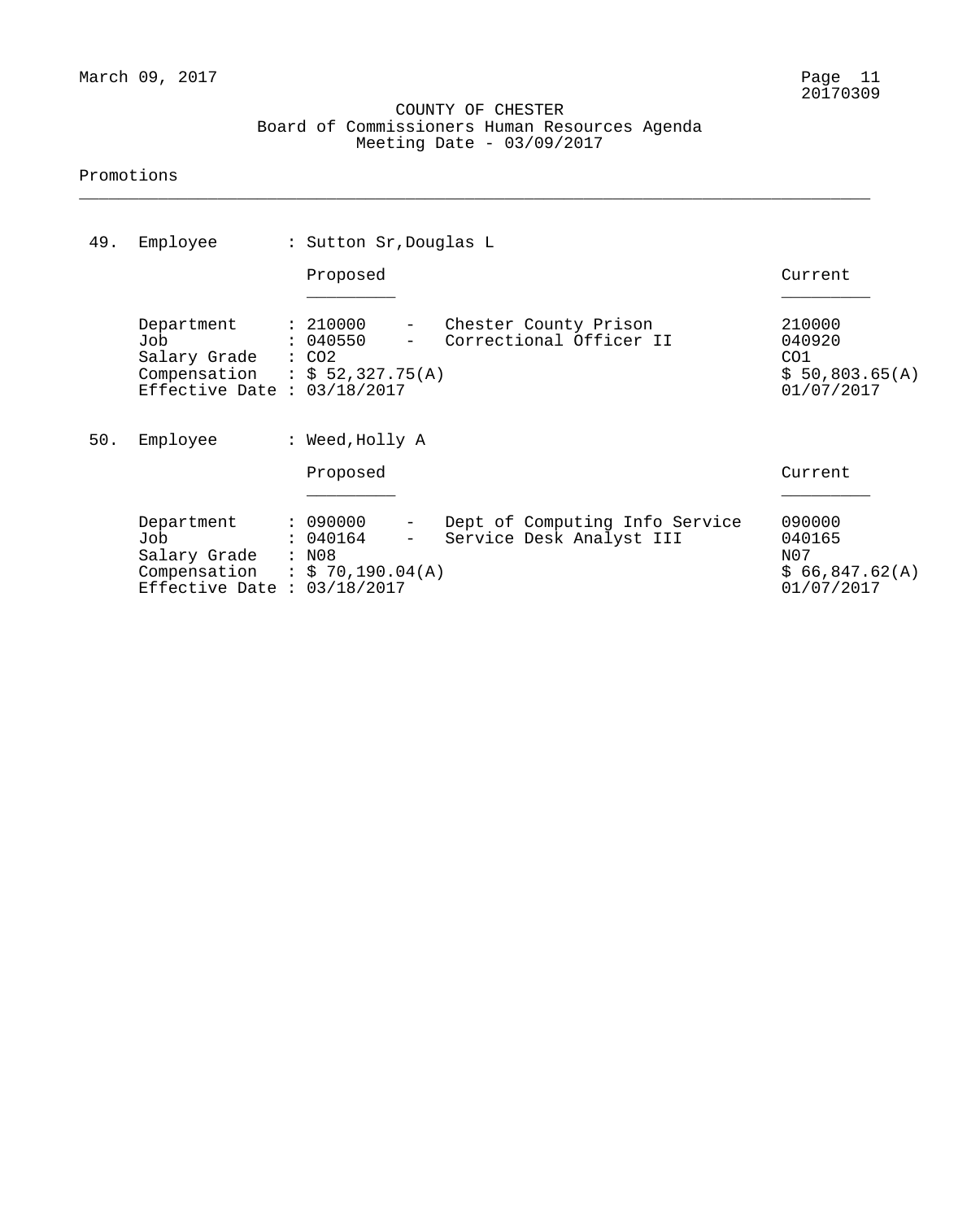COUNTY OF CHESTER
Board of Commissioners Human Resources Agenda
Meeting Date - 03/09/2017

Promotions

---

**49. Employee : Sutton Sr,Douglas L**

| | Proposed | | Current |
|---|---|---|---|
| Department | 210000 | Chester County Prison | 210000 |
| Job | 040550 | Correctional Officer II | 040920 |
| Salary Grade | CO2 | | CO1 |
| Compensation | $ 52,327.75(A) | | $ 50,803.65(A) |
| Effective Date | 03/18/2017 | | 01/07/2017 |

**50. Employee : Weed,Holly A**

| | Proposed | | Current |
|---|---|---|---|
| Department | 090000 | Dept of Computing Info Service | 090000 |
| Job | 040164 | Service Desk Analyst III | 040165 |
| Salary Grade | N08 | | N07 |
| Compensation | $ 70,190.04(A) | | $ 66,847.62(A) |
| Effective Date | 03/18/2017 | | 01/07/2017 |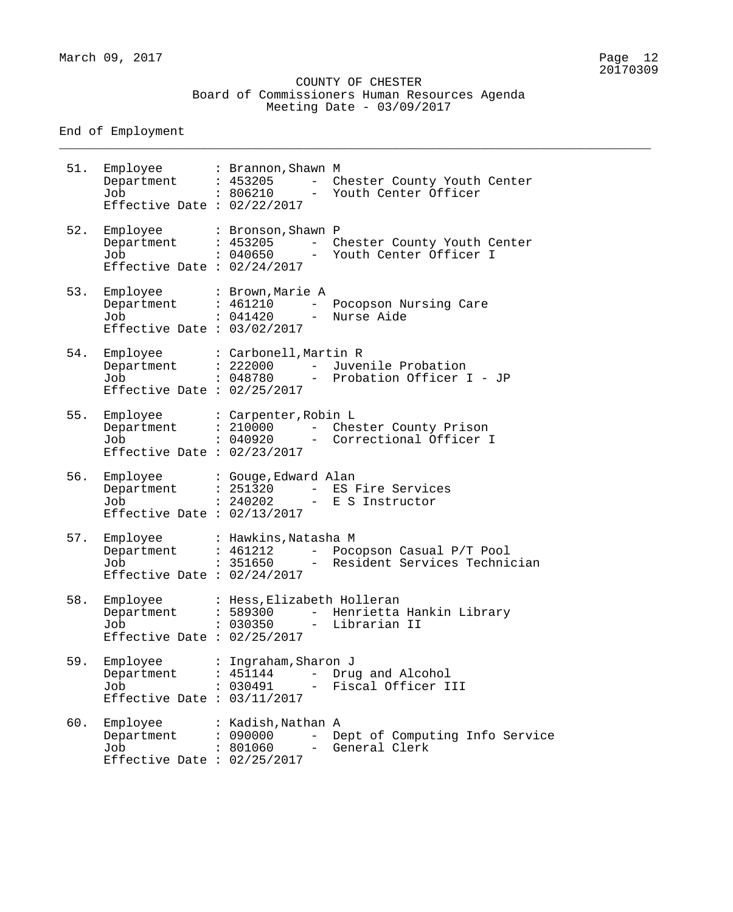COUNTY OF CHESTER
Board of Commissioners Human Resources Agenda
Meeting Date - 03/09/2017

End of Employment

51. Employee : Brannon,Shawn M
    Department : 453205 - Chester County Youth Center
    Job : 806210 - Youth Center Officer
    Effective Date : 02/22/2017

52. Employee : Bronson,Shawn P
    Department : 453205 - Chester County Youth Center
    Job : 040650 - Youth Center Officer I
    Effective Date : 02/24/2017

53. Employee : Brown,Marie A
    Department : 461210 - Pocopson Nursing Care
    Job : 041420 - Nurse Aide
    Effective Date : 03/02/2017

54. Employee : Carbonell,Martin R
    Department : 222000 - Juvenile Probation
    Job : 048780 - Probation Officer I - JP
    Effective Date : 02/25/2017

55. Employee : Carpenter,Robin L
    Department : 210000 - Chester County Prison
    Job : 040920 - Correctional Officer I
    Effective Date : 02/23/2017

56. Employee : Gouge,Edward Alan
    Department : 251320 - ES Fire Services
    Job : 240202 - E S Instructor
    Effective Date : 02/13/2017

57. Employee : Hawkins,Natasha M
    Department : 461212 - Pocopson Casual P/T Pool
    Job : 351650 - Resident Services Technician
    Effective Date : 02/24/2017

58. Employee : Hess,Elizabeth Holleran
    Department : 589300 - Henrietta Hankin Library
    Job : 030350 - Librarian II
    Effective Date : 02/25/2017

59. Employee : Ingraham,Sharon J
    Department : 451144 - Drug and Alcohol
    Job : 030491 - Fiscal Officer III
    Effective Date : 03/11/2017

60. Employee : Kadish,Nathan A
    Department : 090000 - Dept of Computing Info Service
    Job : 801060 - General Clerk
    Effective Date : 02/25/2017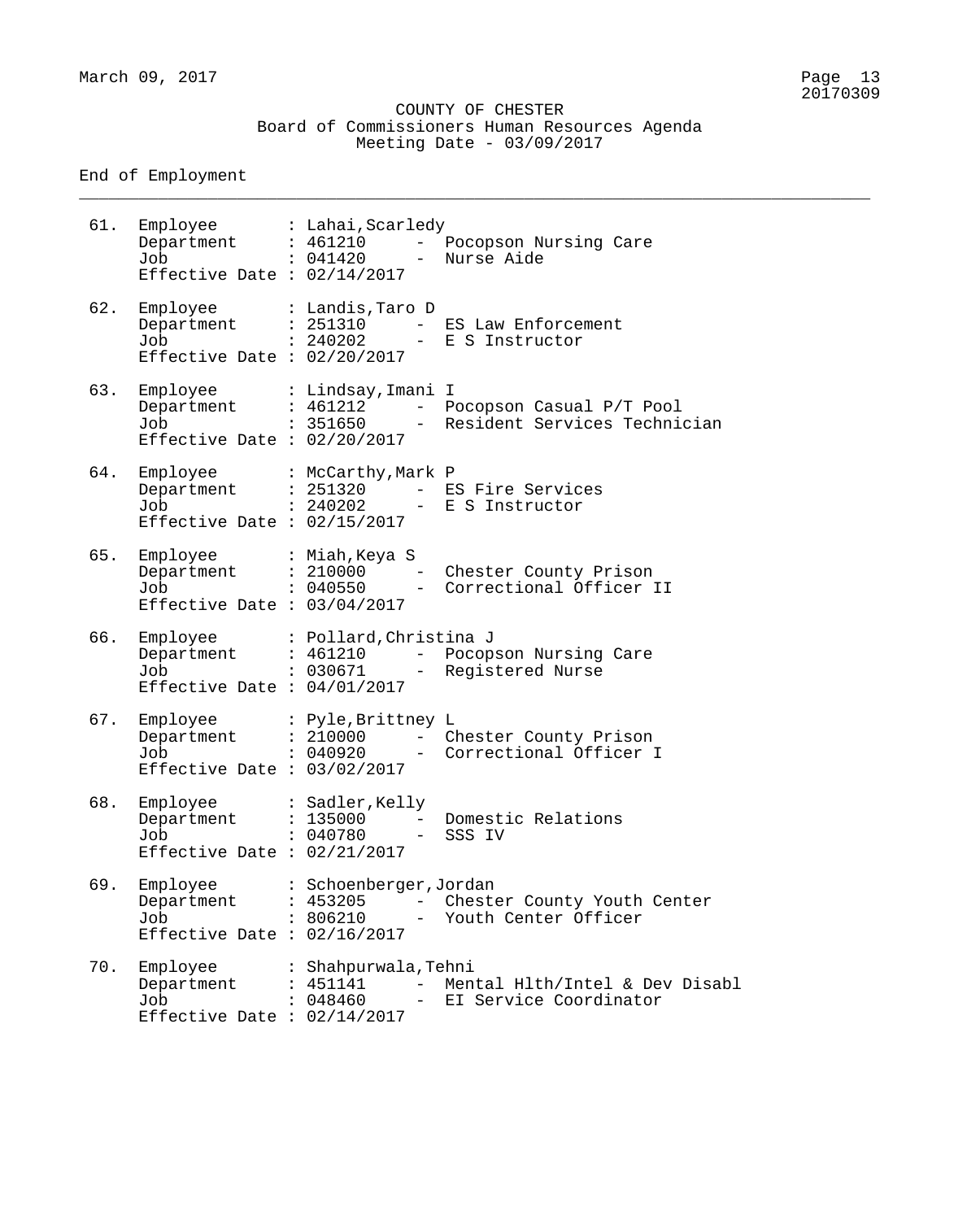COUNTY OF CHESTER
Board of Commissioners Human Resources Agenda
Meeting Date - 03/09/2017

End of Employment

61. Employee : Lahai,Scarledy
    Department : 461210 - Pocopson Nursing Care
    Job : 041420 - Nurse Aide
    Effective Date : 02/14/2017

62. Employee : Landis,Taro D
    Department : 251310 - ES Law Enforcement
    Job : 240202 - E S Instructor
    Effective Date : 02/20/2017

63. Employee : Lindsay,Imani I
    Department : 461212 - Pocopson Casual P/T Pool
    Job : 351650 - Resident Services Technician
    Effective Date : 02/20/2017

64. Employee : McCarthy,Mark P
    Department : 251320 - ES Fire Services
    Job : 240202 - E S Instructor
    Effective Date : 02/15/2017

65. Employee : Miah,Keya S
    Department : 210000 - Chester County Prison
    Job : 040550 - Correctional Officer II
    Effective Date : 03/04/2017

66. Employee : Pollard,Christina J
    Department : 461210 - Pocopson Nursing Care
    Job : 030671 - Registered Nurse
    Effective Date : 04/01/2017

67. Employee : Pyle,Brittney L
    Department : 210000 - Chester County Prison
    Job : 040920 - Correctional Officer I
    Effective Date : 03/02/2017

68. Employee : Sadler,Kelly
    Department : 135000 - Domestic Relations
    Job : 040780 - SSS IV
    Effective Date : 02/21/2017

69. Employee : Schoenberger,Jordan
    Department : 453205 - Chester County Youth Center
    Job : 806210 - Youth Center Officer
    Effective Date : 02/16/2017

70. Employee : Shahpurwala,Tehni
    Department : 451141 - Mental Hlth/Intel & Dev Disabl
    Job : 048460 - EI Service Coordinator
    Effective Date : 02/14/2017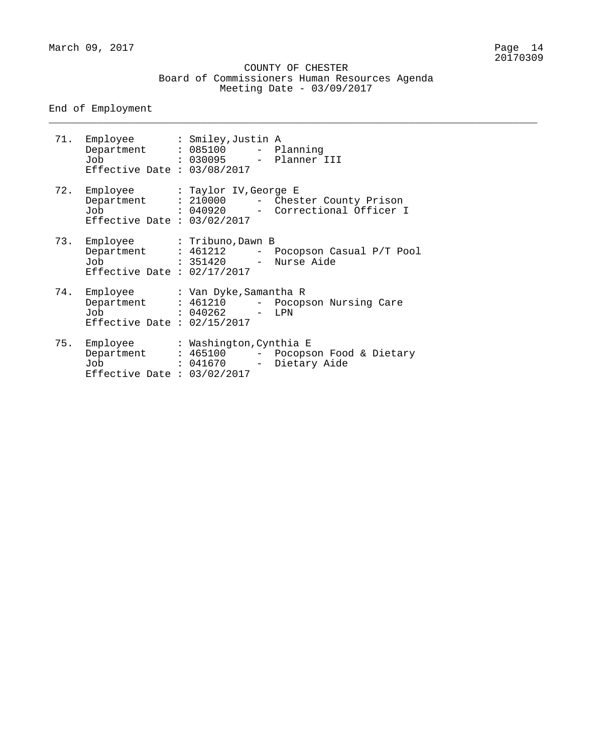COUNTY OF CHESTER
Board of Commissioners Human Resources Agenda
Meeting Date - 03/09/2017

End of Employment

71. Employee : Smiley,Justin A
    Department : 085100 - Planning
    Job : 030095 - Planner III
    Effective Date : 03/08/2017

72. Employee : Taylor IV,George E
    Department : 210000 - Chester County Prison
    Job : 040920 - Correctional Officer I
    Effective Date : 03/02/2017

73. Employee : Tribuno,Dawn B
    Department : 461212 - Pocopson Casual P/T Pool
    Job : 351420 - Nurse Aide
    Effective Date : 02/17/2017

74. Employee : Van Dyke,Samantha R
    Department : 461210 - Pocopson Nursing Care
    Job : 040262 - LPN
    Effective Date : 02/15/2017

75. Employee : Washington,Cynthia E
    Department : 465100 - Pocopson Food & Dietary
    Job : 041670 - Dietary Aide
    Effective Date : 03/02/2017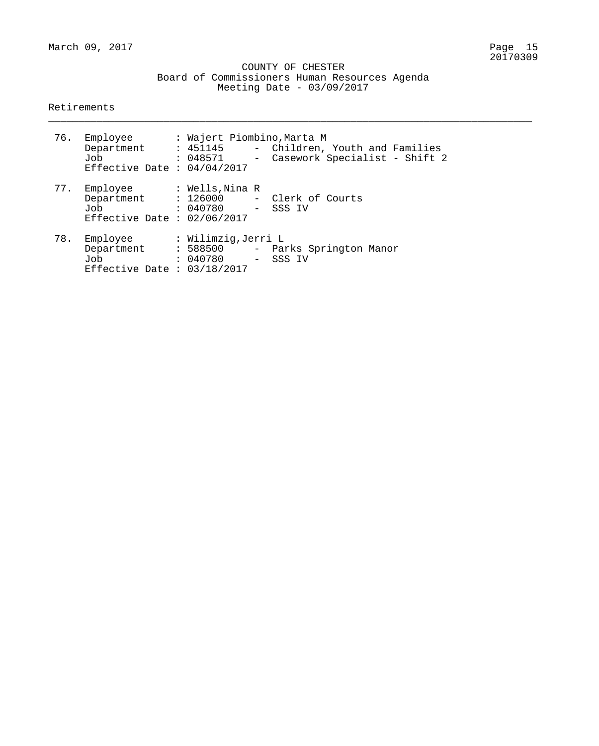COUNTY OF CHESTER
Board of Commissioners Human Resources Agenda
Meeting Date - 03/09/2017

Retirements

---

76. Employee : Wajert Piombino,Marta M
    Department : 451145 - Children, Youth and Families
    Job : 048571 - Casework Specialist - Shift 2
    Effective Date : 04/04/2017

77. Employee : Wells,Nina R
    Department : 126000 - Clerk of Courts
    Job : 040780 - SSS IV
    Effective Date : 02/06/2017

78. Employee : Wilimzig,Jerri L
    Department : 588500 - Parks Springton Manor
    Job : 040780 - SSS IV
    Effective Date : 03/18/2017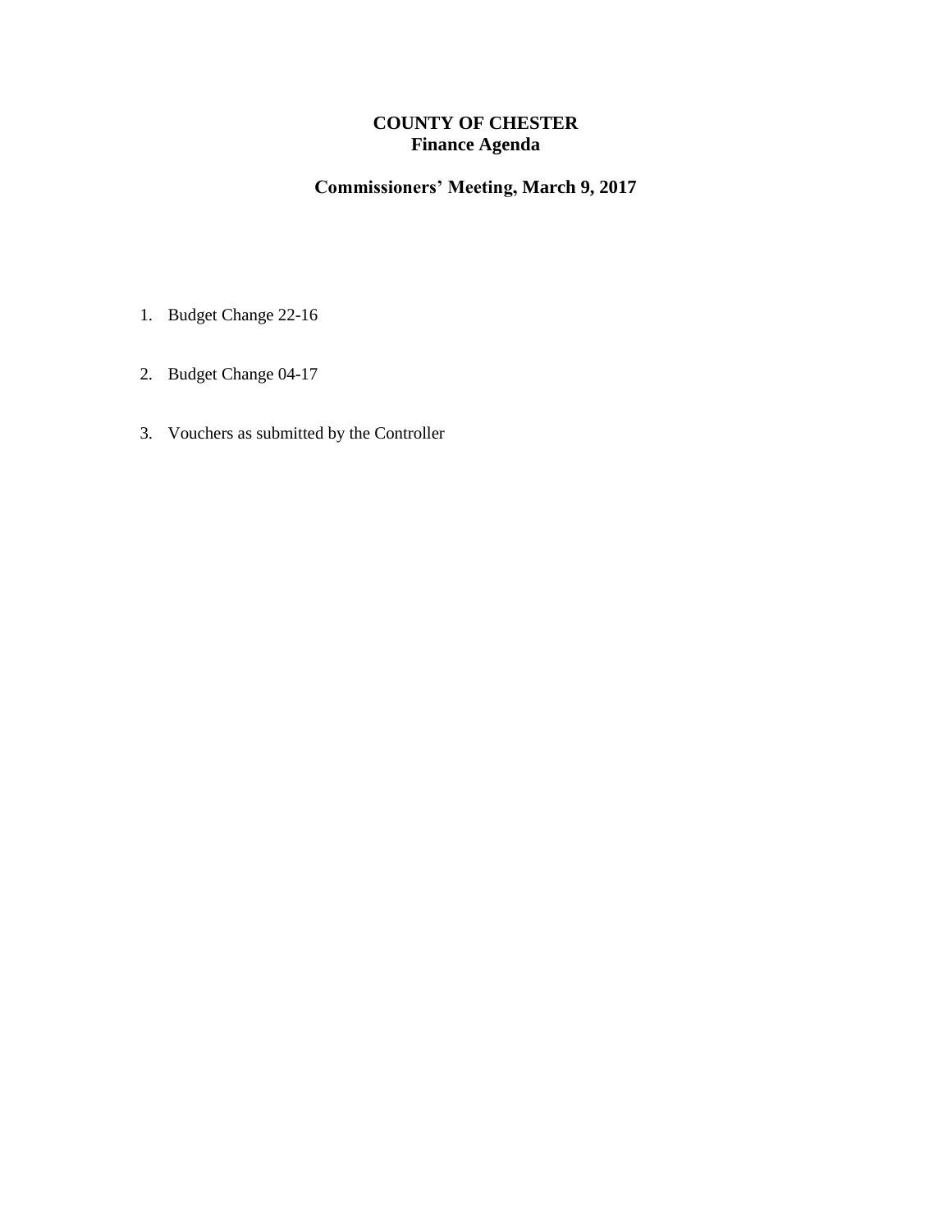# COUNTY OF CHESTER
## Finance Agenda

### Commissioners' Meeting, March 9, 2017

1. Budget Change 22-16

2. Budget Change 04-17

3. Vouchers as submitted by the Controller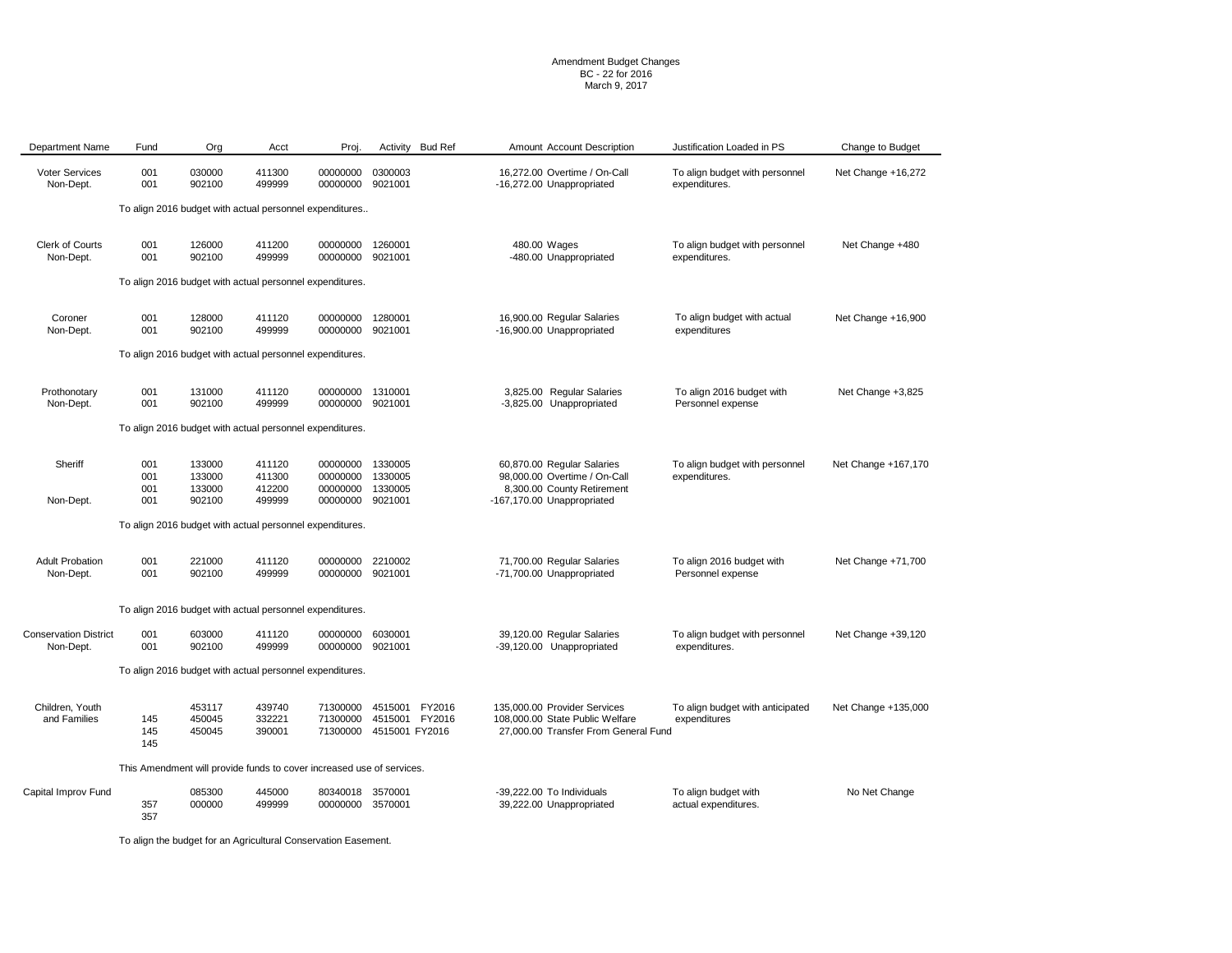Amendment Budget Changes
BC - 22 for 2016
March 9, 2017

| Department Name | Fund | Org | Acct | Proj. | Activity | Bud Ref | Amount | Account Description | Justification Loaded in PS | Change to Budget |
|---|---|---|---|---|---|---|---|---|---|---|
| Voter Services | 001 | 030000 | 411300 | 00000000 | 0300003 | | 16,272.00 | Overtime / On-Call | To align budget with personnel expenditures. | Net Change +16,272 |
| Non-Dept. | 001 | 902100 | 499999 | 00000000 | 9021001 | | -16,272.00 | Unappropriated | | |
| | | To align 2016 budget with actual personnel expenditures.. | | | | | | | | |
| Clerk of Courts | 001 | 126000 | 411200 | 00000000 | 1260001 | | 480.00 | Wages | To align budget with personnel expenditures. | Net Change +480 |
| Non-Dept. | 001 | 902100 | 499999 | 00000000 | 9021001 | | -480.00 | Unappropriated | | |
| | | To align 2016 budget with actual personnel expenditures. | | | | | | | | |
| Coroner | 001 | 128000 | 411120 | 00000000 | 1280001 | | 16,900.00 | Regular Salaries | To align budget with actual expenditures | Net Change +16,900 |
| Non-Dept. | 001 | 902100 | 499999 | 00000000 | 9021001 | | -16,900.00 | Unappropriated | | |
| | | To align 2016 budget with actual personnel expenditures. | | | | | | | | |
| Prothonotary | 001 | 131000 | 411120 | 00000000 | 1310001 | | 3,825.00 | Regular Salaries | To align 2016 budget with Personnel expense | Net Change +3,825 |
| Non-Dept. | 001 | 902100 | 499999 | 00000000 | 9021001 | | -3,825.00 | Unappropriated | | |
| | | To align 2016 budget with actual personnel expenditures. | | | | | | | | |
| Sheriff | 001 | 133000 | 411120 | 00000000 | 1330005 | | 60,870.00 | Regular Salaries | To align budget with personnel expenditures. | Net Change +167,170 |
| | 001 | 133000 | 411300 | 00000000 | 1330005 | | 98,000.00 | Overtime / On-Call | | |
| | 001 | 133000 | 412200 | 00000000 | 1330005 | | 8,300.00 | County Retirement | | |
| Non-Dept. | 001 | 902100 | 499999 | 00000000 | 9021001 | | -167,170.00 | Unappropriated | | |
| | | To align 2016 budget with actual personnel expenditures. | | | | | | | | |
| Adult Probation | 001 | 221000 | 411120 | 00000000 | 2210002 | | 71,700.00 | Regular Salaries | To align 2016 budget with Personnel expense | Net Change +71,700 |
| Non-Dept. | 001 | 902100 | 499999 | 00000000 | 9021001 | | -71,700.00 | Unappropriated | | |
| | | To align 2016 budget with actual personnel expenditures. | | | | | | | | |
| Conservation District | 001 | 603000 | 411120 | 00000000 | 6030001 | | 39,120.00 | Regular Salaries | To align budget with personnel expenditures. | Net Change +39,120 |
| Non-Dept. | 001 | 902100 | 499999 | 00000000 | 9021001 | | -39,120.00 | Unappropriated | | |
| | | To align 2016 budget with actual personnel expenditures. | | | | | | | | |
| Children, Youth and Families | 145 | 453117 | 439740 | 71300000 | 4515001 | FY2016 | 135,000.00 | Provider Services | To align budget with anticipated expenditures | Net Change +135,000 |
| | 145 | 450045 | 332221 | 71300000 | 4515001 | FY2016 | 108,000.00 | State Public Welfare | | |
| | 145 | 450045 | 390001 | 71300000 | 4515001 | FY2016 | 27,000.00 | Transfer From General Fund | | |
| | | This Amendment will provide funds to cover increased use of services. | | | | | | | | |
| Capital Improv Fund | 357 | 085300 | 445000 | 80340018 | 3570001 | | -39,222.00 | To Individuals | To align budget with actual expenditures. | No Net Change |
| | 357 | 000000 | 499999 | 00000000 | 3570001 | | 39,222.00 | Unappropriated | | |
| | | To align the budget for an Agricultural Conservation Easement. | | | | | | | | |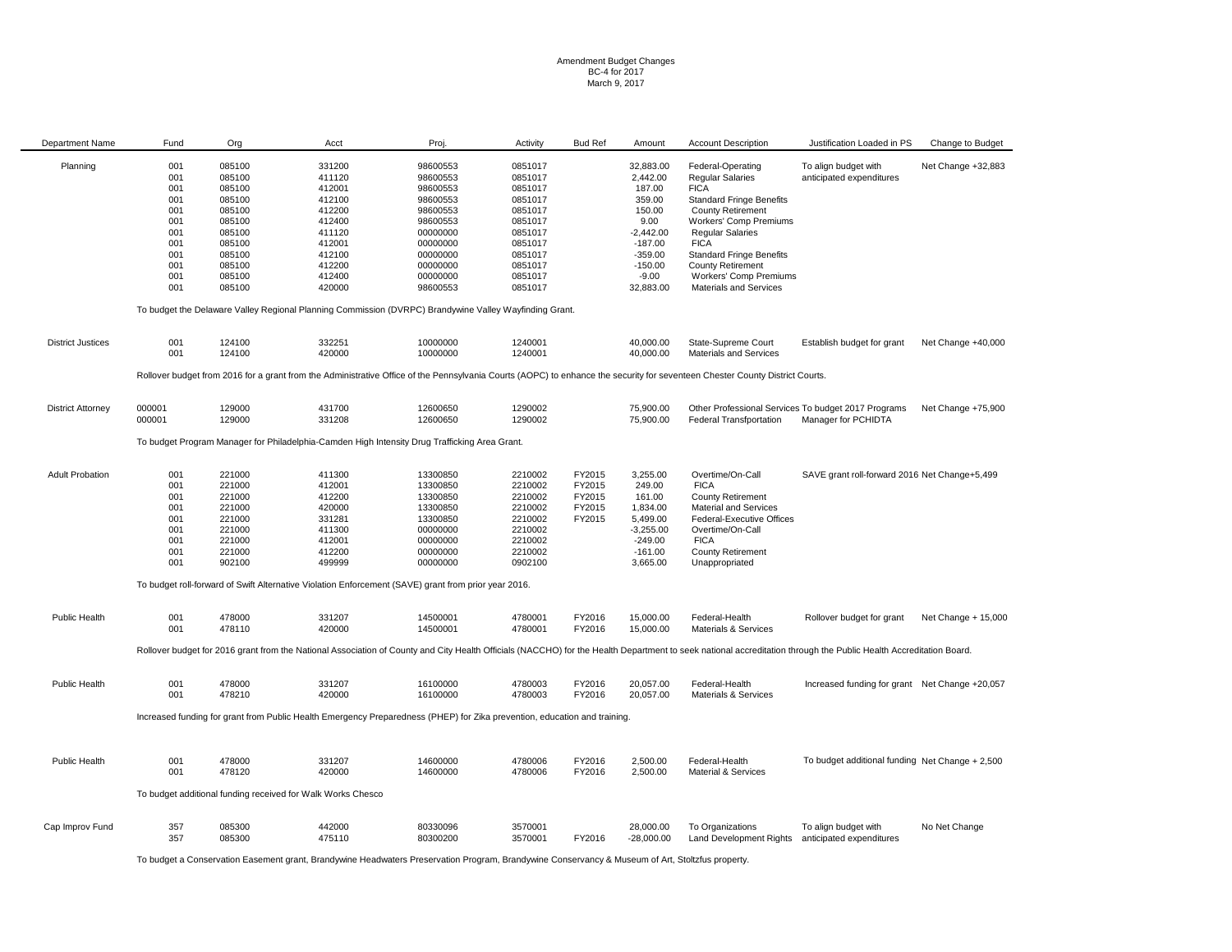Amendment Budget Changes
BC-4 for 2017
March 9, 2017

| Department Name | Fund | Org | Acct | Proj. | Activity | Bud Ref | Amount | Account Description | Justification Loaded in PS | Change to Budget |
|---|---|---|---|---|---|---|---|---|---|---|
| Planning | 001 | 085100 | 331200 | 98600553 | 0851017 | | 32,883.00 | Federal-Operating | To align budget with anticipated expenditures | Net Change +32,883 |
| | 001 | 085100 | 411120 | 98600553 | 0851017 | | 2,442.00 | Regular Salaries | | |
| | 001 | 085100 | 412001 | 98600553 | 0851017 | | 187.00 | FICA | | |
| | 001 | 085100 | 412100 | 98600553 | 0851017 | | 359.00 | Standard Fringe Benefits | | |
| | 001 | 085100 | 412200 | 98600553 | 0851017 | | 150.00 | County Retirement | | |
| | 001 | 085100 | 412400 | 98600553 | 0851017 | | 9.00 | Workers' Comp Premiums | | |
| | 001 | 085100 | 411120 | 00000000 | 0851017 | | -2,442.00 | Regular Salaries | | |
| | 001 | 085100 | 412001 | 00000000 | 0851017 | | -187.00 | FICA | | |
| | 001 | 085100 | 412100 | 00000000 | 0851017 | | -359.00 | Standard Fringe Benefits | | |
| | 001 | 085100 | 412200 | 00000000 | 0851017 | | -150.00 | County Retirement | | |
| | 001 | 085100 | 412400 | 00000000 | 0851017 | | -9.00 | Workers' Comp Premiums | | |
| | 001 | 085100 | 420000 | 98600553 | 0851017 | | 32,883.00 | Materials and Services | | |
| | To budget the Delaware Valley Regional Planning Commission (DVRPC) Brandywine Valley Wayfinding Grant. | | | | | | | | | |
| District Justices | 001 | 124100 | 332251 | 10000000 | 1240001 | | 40,000.00 | State-Supreme Court | Establish budget for grant | Net Change +40,000 |
| | 001 | 124100 | 420000 | 10000000 | 1240001 | | 40,000.00 | Materials and Services | | |
| | Rollover budget from 2016 for a grant from the Administrative Office of the Pennsylvania Courts (AOPC) to enhance the security for seventeen Chester County District Courts. | | | | | | | | | |
| District Attorney | 000001 | 129000 | 431700 | 12600650 | 1290002 | | 75,900.00 | Other Professional Services | To budget 2017 Programs Manager for PCHIDTA | Net Change +75,900 |
| | 000001 | 129000 | 331208 | 12600650 | 1290002 | | 75,900.00 | Federal Transfportation | | |
| | To budget Program Manager for Philadelphia-Camden High Intensity Drug Trafficking Area Grant. | | | | | | | | | |
| Adult Probation | 001 | 221000 | 411300 | 13300850 | 2210002 | FY2015 | 3,255.00 | Overtime/On-Call | SAVE grant roll-forward 2016 | Net Change+5,499 |
| | 001 | 221000 | 412001 | 13300850 | 2210002 | FY2015 | 249.00 | FICA | | |
| | 001 | 221000 | 412200 | 13300850 | 2210002 | FY2015 | 161.00 | County Retirement | | |
| | 001 | 221000 | 420000 | 13300850 | 2210002 | FY2015 | 1,834.00 | Material and Services | | |
| | 001 | 221000 | 331281 | 13300850 | 2210002 | FY2015 | 5,499.00 | Federal-Executive Offices | | |
| | 001 | 221000 | 411300 | 00000000 | 2210002 | | -3,255.00 | Overtime/On-Call | | |
| | 001 | 221000 | 412001 | 00000000 | 2210002 | | -249.00 | FICA | | |
| | 001 | 221000 | 412200 | 00000000 | 2210002 | | -161.00 | County Retirement | | |
| | 001 | 902100 | 499999 | 00000000 | 0902100 | | 3,665.00 | Unappropriated | | |
| | To budget roll-forward of Swift Alternative Violation Enforcement (SAVE) grant from prior year 2016. | | | | | | | | | |
| Public Health | 001 | 478000 | 331207 | 14500001 | 4780001 | FY2016 | 15,000.00 | Federal-Health | Rollover budget for grant | Net Change + 15,000 |
| | 001 | 478110 | 420000 | 14500001 | 4780001 | FY2016 | 15,000.00 | Materials & Services | | |
| | Rollover budget for 2016 grant from the National Association of County and City Health Officials (NACCHO) for the Health Department to seek national accreditation through the Public Health Accreditation Board. | | | | | | | | | |
| Public Health | 001 | 478000 | 331207 | 16100000 | 4780003 | FY2016 | 20,057.00 | Federal-Health | Increased funding for grant | Net Change +20,057 |
| | 001 | 478210 | 420000 | 16100000 | 4780003 | FY2016 | 20,057.00 | Materials & Services | | |
| | Increased funding for grant from Public Health Emergency Preparedness (PHEP) for Zika prevention, education and training. | | | | | | | | | |
| Public Health | 001 | 478000 | 331207 | 14600000 | 4780006 | FY2016 | 2,500.00 | Federal-Health | To budget additional funding | Net Change + 2,500 |
| | 001 | 478120 | 420000 | 14600000 | 4780006 | FY2016 | 2,500.00 | Material & Services | | |
| | To budget additional funding received for Walk Works Chesco | | | | | | | | | |
| Cap Improv Fund | 357 | 085300 | 442000 | 80330096 | 3570001 | | 28,000.00 | To Organizations | To align budget with anticipated expenditures | No Net Change |
| | 357 | 085300 | 475110 | 80300200 | 3570001 | FY2016 | -28,000.00 | Land Development Rights | | |
| | To budget a Conservation Easement grant, Brandywine Headwaters Preservation Program, Brandywine Conservancy & Museum of Art, Stoltzfus property. | | | | | | | | | |